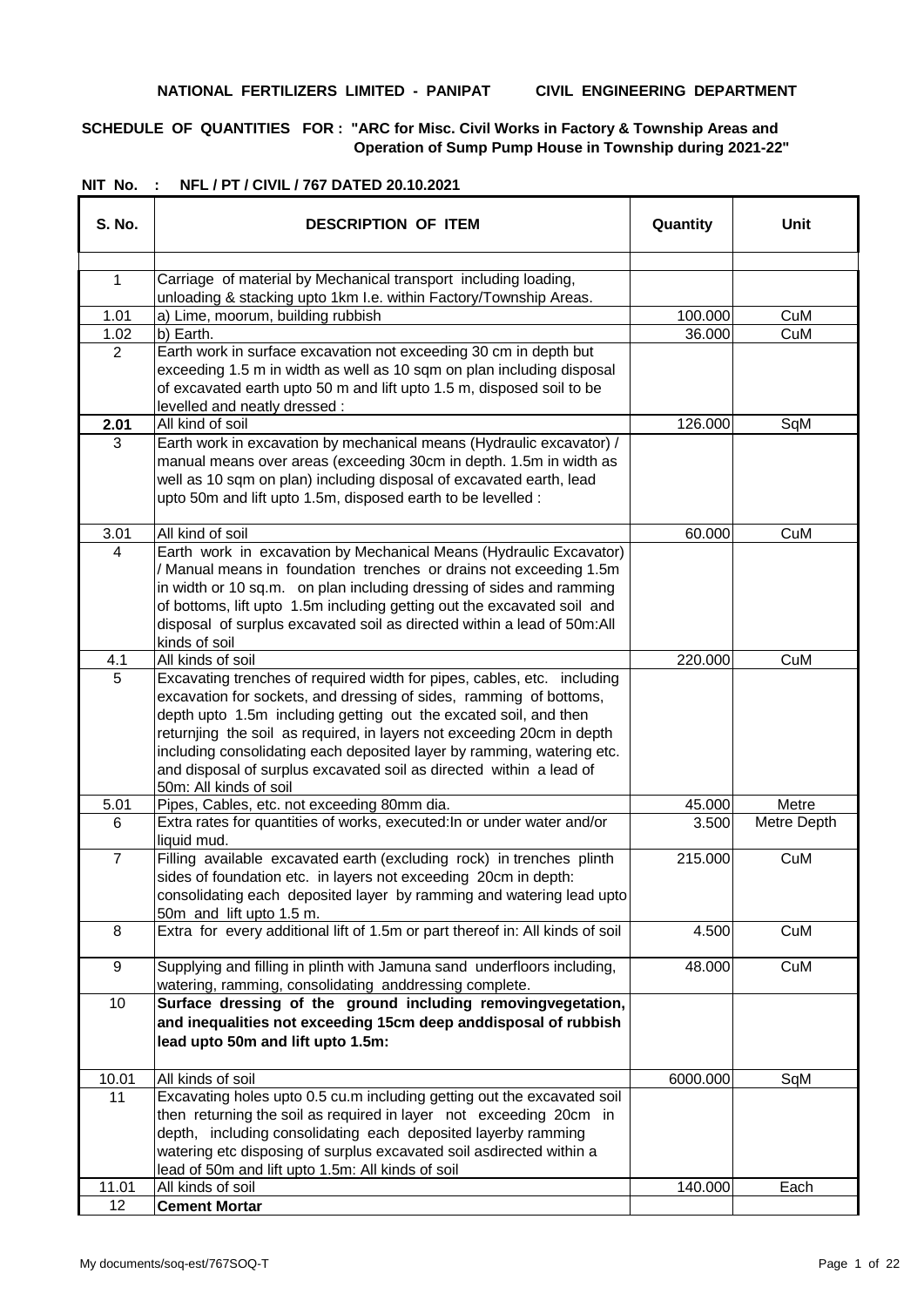**NATIONAL FERTILIZERS LIMITED - PANIPAT        CIVIL ENGINEERING DEPARTMENT**

**SCHEDULE OF QUANTITIES FOR : "ARC for Misc. Civil Works in Factory & Township Areas and Operation of Sump Pump House in Township during 2021-22"**

**NIT No. : NFL / PT / CIVIL / 767 DATED 20.10.2021**

| S. No. | DESCRIPTION OF ITEM | Quantity | Unit |
|---|---|---|---|
| | | | |
| 1 | Carriage of material by Mechanical transport including loading, unloading & stacking upto 1km I.e. within Factory/Township Areas. | | |
| 1.01 | a) Lime, moorum, building rubbish | 100.000 | CuM |
| 1.02 | b) Earth. | 36.000 | CuM |
| 2 | Earth work in surface excavation not exceeding 30 cm in depth but exceeding 1.5 m in width as well as 10 sqm on plan including disposal of excavated earth upto 50 m and lift upto 1.5 m, disposed soil to be levelled and neatly dressed : | | |
| **2.01** | All kind of soil | 126.000 | SqM |
| 3 | Earth work in excavation by mechanical means (Hydraulic excavator) / manual means over areas (exceeding 30cm in depth. 1.5m in width as well as 10 sqm on plan) including disposal of excavated earth, lead upto 50m and lift upto 1.5m, disposed earth to be levelled : | | |
| 3.01 | All kind of soil | 60.000 | CuM |
| 4 | Earth work in excavation by Mechanical Means (Hydraulic Excavator) / Manual means in foundation trenches or drains not exceeding 1.5m in width or 10 sq.m. on plan including dressing of sides and ramming of bottoms, lift upto 1.5m including getting out the excavated soil and disposal of surplus excavated soil as directed within a lead of 50m:All kinds of soil | | |
| 4.1 | All kinds of soil | 220.000 | CuM |
| 5 | Excavating trenches of required width for pipes, cables, etc. including excavation for sockets, and dressing of sides, ramming of bottoms, depth upto 1.5m including getting out the excated soil, and then returnjing the soil as required, in layers not exceeding 20cm in depth including consolidating each deposited layer by ramming, watering etc. and disposal of surplus excavated soil as directed within a lead of 50m: All kinds of soil | | |
| 5.01 | Pipes, Cables, etc. not exceeding 80mm dia. | 45.000 | Metre |
| 6 | Extra rates for quantities of works, executed:In or under water and/or liquid mud. | 3.500 | Metre Depth |
| 7 | Filling available excavated earth (excluding rock) in trenches plinth sides of foundation etc. in layers not exceeding 20cm in depth: consolidating each deposited layer by ramming and watering lead upto 50m and lift upto 1.5 m. | 215.000 | CuM |
| 8 | Extra for every additional lift of 1.5m or part thereof in: All kinds of soil | 4.500 | CuM |
| 9 | Supplying and filling in plinth with Jamuna sand underfloors including, watering, ramming, consolidating anddressing complete. | 48.000 | CuM |
| 10 | **Surface dressing of the ground including removingvegetation, and inequalities not exceeding 15cm deep anddisposal of rubbish lead upto 50m and lift upto 1.5m:** | | |
| 10.01 | All kinds of soil | 6000.000 | SqM |
| 11 | Excavating holes upto 0.5 cu.m including getting out the excavated soil then returning the soil as required in layer not exceeding 20cm in depth, including consolidating each deposited layerby ramming watering etc disposing of surplus excavated soil asdirected within a lead of 50m and lift upto 1.5m: All kinds of soil | | |
| 11.01 | All kinds of soil | 140.000 | Each |
| 12 | **Cement Mortar** | | |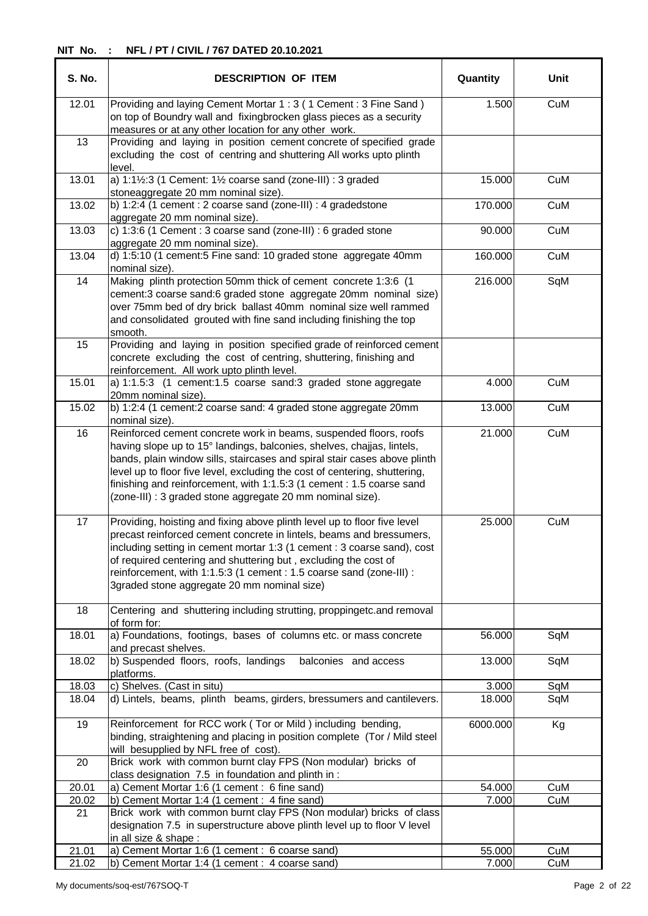**NIT No. : NFL / PT / CIVIL / 767 DATED 20.10.2021**

| S. No. | DESCRIPTION OF ITEM | Quantity | Unit |
|---|---|---|---|
| 12.01 | Providing and laying Cement Mortar 1 : 3 ( 1 Cement : 3 Fine Sand ) on top of Boundry wall and fixingbrocken glass pieces as a security measures or at any other location for any other work. | 1.500 | CuM |
| 13 | Providing and laying in position cement concrete of specified grade excluding the cost of centring and shuttering All works upto plinth level. | | |
| 13.01 | a) 1:1½:3 (1 Cement: 1½ coarse sand (zone-III) : 3 graded stoneaggregate 20 mm nominal size). | 15.000 | CuM |
| 13.02 | b) 1:2:4 (1 cement : 2 coarse sand (zone-III) : 4 gradedstone aggregate 20 mm nominal size). | 170.000 | CuM |
| 13.03 | c) 1:3:6 (1 Cement : 3 coarse sand (zone-III) : 6 graded stone aggregate 20 mm nominal size). | 90.000 | CuM |
| 13.04 | d) 1:5:10 (1 cement:5 Fine sand: 10 graded stone aggregate 40mm nominal size). | 160.000 | CuM |
| 14 | Making plinth protection 50mm thick of cement concrete 1:3:6 (1 cement:3 coarse sand:6 graded stone aggregate 20mm nominal size) over 75mm bed of dry brick ballast 40mm nominal size well rammed and consolidated grouted with fine sand including finishing the top smooth. | 216.000 | SqM |
| 15 | Providing and laying in position specified grade of reinforced cement concrete excluding the cost of centring, shuttering, finishing and reinforcement. All work upto plinth level. | | |
| 15.01 | a) 1:1.5:3 (1 cement:1.5 coarse sand:3 graded stone aggregate 20mm nominal size). | 4.000 | CuM |
| 15.02 | b) 1:2:4 (1 cement:2 coarse sand: 4 graded stone aggregate 20mm nominal size). | 13.000 | CuM |
| 16 | Reinforced cement concrete work in beams, suspended floors, roofs having slope up to 15° landings, balconies, shelves, chajjas, lintels, bands, plain window sills, staircases and spiral stair cases above plinth level up to floor five level, excluding the cost of centering, shuttering, finishing and reinforcement, with 1:1.5:3 (1 cement : 1.5 coarse sand (zone-III) : 3 graded stone aggregate 20 mm nominal size). | 21.000 | CuM |
| 17 | Providing, hoisting and fixing above plinth level up to floor five level precast reinforced cement concrete in lintels, beams and bressumers, including setting in cement mortar 1:3 (1 cement : 3 coarse sand), cost of required centering and shuttering but , excluding the cost of reinforcement, with 1:1.5:3 (1 cement : 1.5 coarse sand (zone-III) : 3graded stone aggregate 20 mm nominal size) | 25.000 | CuM |
| 18 | Centering and shuttering including strutting, proppingetc.and removal of form for: | | |
| 18.01 | a) Foundations, footings, bases of columns etc. or mass concrete and precast shelves. | 56.000 | SqM |
| 18.02 | b) Suspended floors, roofs, landings balconies and access platforms. | 13.000 | SqM |
| 18.03 | c) Shelves. (Cast in situ) | 3.000 | SqM |
| 18.04 | d) Lintels, beams, plinth beams, girders, bressumers and cantilevers. | 18.000 | SqM |
| 19 | Reinforcement for RCC work ( Tor or Mild ) including bending, binding, straightening and placing in position complete (Tor / Mild steel will besupplied by NFL free of cost). | 6000.000 | Kg |
| 20 | Brick work with common burnt clay FPS (Non modular) bricks of class designation 7.5 in foundation and plinth in : | | |
| 20.01 | a) Cement Mortar 1:6 (1 cement : 6 fine sand) | 54.000 | CuM |
| 20.02 | b) Cement Mortar 1:4 (1 cement : 4 fine sand) | 7.000 | CuM |
| 21 | Brick work with common burnt clay FPS (Non modular) bricks of class designation 7.5 in superstructure above plinth level up to floor V level in all size & shape : | | |
| 21.01 | a) Cement Mortar 1:6 (1 cement : 6 coarse sand) | 55.000 | CuM |
| 21.02 | b) Cement Mortar 1:4 (1 cement : 4 coarse sand) | 7.000 | CuM |

My documents/soq-est/767SOQ-T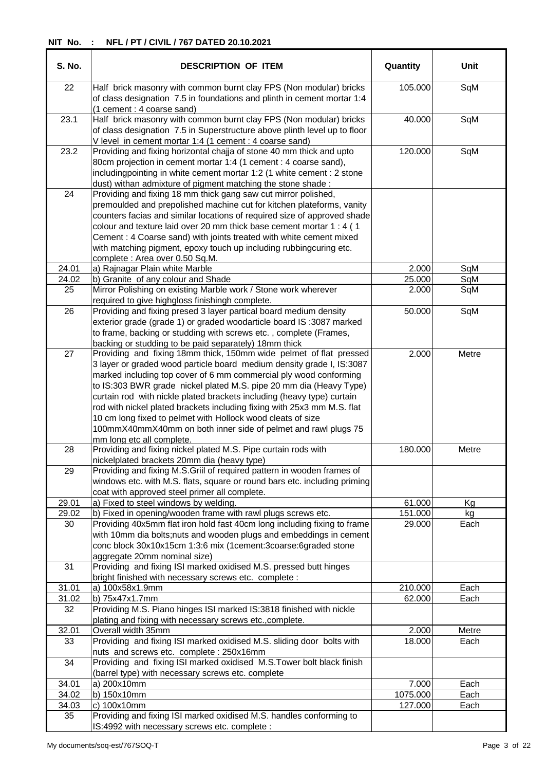**NIT No. : NFL / PT / CIVIL / 767 DATED 20.10.2021**

| S. No. | DESCRIPTION OF ITEM | Quantity | Unit |
|---|---|---|---|
| 22 | Half brick masonry with common burnt clay FPS (Non modular) bricks of class designation 7.5 in foundations and plinth in cement mortar 1:4 (1 cement : 4 coarse sand) | 105.000 | SqM |
| 23.1 | Half brick masonry with common burnt clay FPS (Non modular) bricks of class designation 7.5 in Superstructure above plinth level up to floor V level in cement mortar 1:4 (1 cement : 4 coarse sand) | 40.000 | SqM |
| 23.2 | Providing and fixing horizontal chajja of stone 40 mm thick and upto 80cm projection in cement mortar 1:4 (1 cement : 4 coarse sand), includingpointing in white cement mortar 1:2 (1 white cement : 2 stone dust) withan admixture of pigment matching the stone shade : | 120.000 | SqM |
| 24 | Providing and fixing 18 mm thick gang saw cut mirror polished, premoulded and prepolished machine cut for kitchen plateforms, vanity counters facias and similar locations of required size of approved shade colour and texture laid over 20 mm thick base cement mortar 1 : 4 ( 1 Cement : 4 Coarse sand) with joints treated with white cement mixed with matching pigment, epoxy touch up including rubbingcuring etc. complete : Area over 0.50 Sq.M. | | |
| 24.01 | a) Rajnagar Plain white Marble | 2.000 | SqM |
| 24.02 | b) Granite of any colour and Shade | 25.000 | SqM |
| 25 | Mirror Polishing on existing Marble work / Stone work wherever required to give highgloss finishingh complete. | 2.000 | SqM |
| 26 | Providing and fixing presed 3 layer partical board medium density exterior grade (grade 1) or graded woodarticle board IS :3087 marked to frame, backing or studding with screws etc. , complete (Frames, backing or studding to be paid separately) 18mm thick | 50.000 | SqM |
| 27 | Providing and fixing 18mm thick, 150mm wide pelmet of flat pressed 3 layer or graded wood particle board medium density grade I, IS:3087 marked including top cover of 6 mm commercial ply wood conforming to IS:303 BWR grade nickel plated M.S. pipe 20 mm dia (Heavy Type) curtain rod with nickle plated brackets including (heavy type) curtain rod with nickel plated brackets including fixing with 25x3 mm M.S. flat 10 cm long fixed to pelmet with Hollock wood cleats of size 100mmX40mmX40mm on both inner side of pelmet and rawl plugs 75 mm long etc all complete. | 2.000 | Metre |
| 28 | Providing and fixing nickel plated M.S. Pipe curtain rods with nickelplated brackets 20mm dia (heavy type) | 180.000 | Metre |
| 29 | Providing and fixing M.S.Griil of required pattern in wooden frames of windows etc. with M.S. flats, square or round bars etc. including priming coat with approved steel primer all complete. | | |
| 29.01 | a) Fixed to steel windows by welding. | 61.000 | Kg |
| 29.02 | b) Fixed in opening/wooden frame with rawl plugs screws etc. | 151.000 | kg |
| 30 | Providing 40x5mm flat iron hold fast 40cm long including fixing to frame with 10mm dia bolts;nuts and wooden plugs and embeddings in cement conc block 30x10x15cm 1:3:6 mix (1cement:3coarse:6graded stone aggregate 20mm nominal size) | 29.000 | Each |
| 31 | Providing and fixing ISI marked oxidised M.S. pressed butt hinges bright finished with necessary screws etc. complete : | | |
| 31.01 | a) 100x58x1.9mm | 210.000 | Each |
| 31.02 | b) 75x47x1.7mm | 62.000 | Each |
| 32 | Providing M.S. Piano hinges ISI marked IS:3818 finished with nickle plating and fixing with necessary screws etc.,complete. | | |
| 32.01 | Overall width 35mm | 2.000 | Metre |
| 33 | Providing and fixing ISI marked oxidised M.S. sliding door bolts with nuts and screws etc. complete : 250x16mm | 18.000 | Each |
| 34 | Providing and fixing ISI marked oxidised M.S.Tower bolt black finish (barrel type) with necessary screws etc. complete | | |
| 34.01 | a) 200x10mm | 7.000 | Each |
| 34.02 | b) 150x10mm | 1075.000 | Each |
| 34.03 | c) 100x10mm | 127.000 | Each |
| 35 | Providing and fixing ISI marked oxidised M.S. handles conforming to IS:4992 with necessary screws etc. complete : | | |

My documents/soq-est/767SOQ-T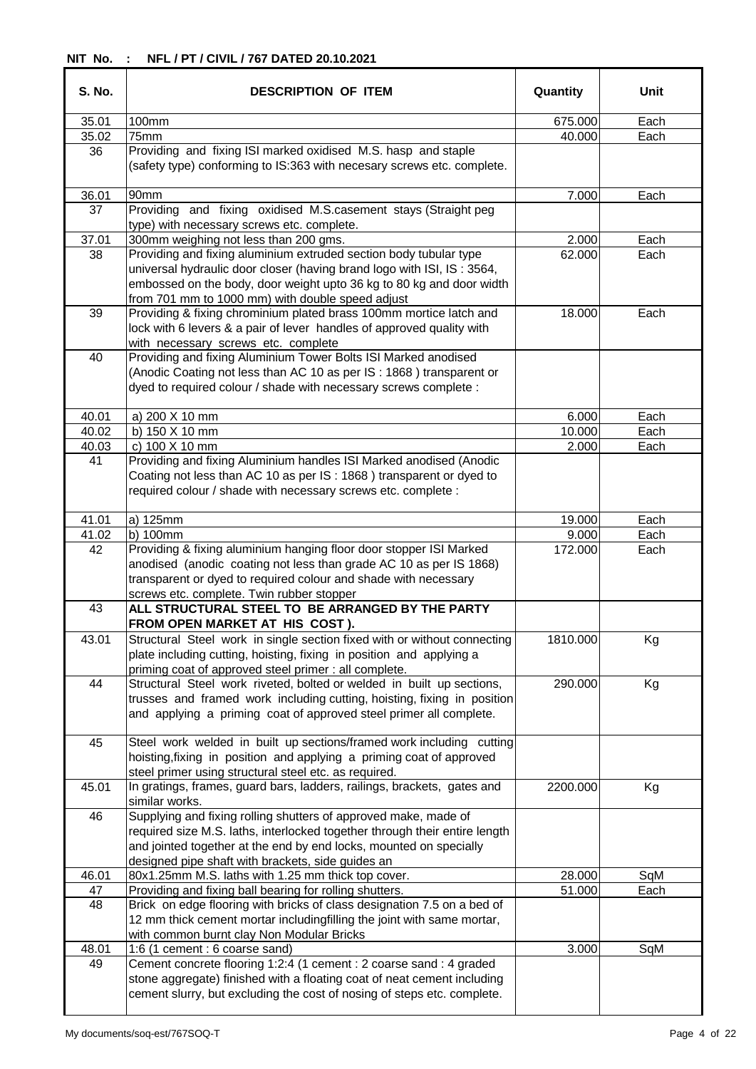**NIT No. : NFL / PT / CIVIL / 767 DATED 20.10.2021**

| S. No. | DESCRIPTION OF ITEM | Quantity | Unit |
|---|---|---|---|
| 35.01 | 100mm | 675.000 | Each |
| 35.02 | 75mm | 40.000 | Each |
| 36 | Providing and fixing ISI marked oxidised M.S. hasp and staple (safety type) conforming to IS:363 with necesary screws etc. complete. | | |
| 36.01 | 90mm | 7.000 | Each |
| 37 | Providing and fixing oxidised M.S.casement stays (Straight peg type) with necessary screws etc. complete. | | |
| 37.01 | 300mm weighing not less than 200 gms. | 2.000 | Each |
| 38 | Providing and fixing aluminium extruded section body tubular type universal hydraulic door closer (having brand logo with ISI, IS : 3564, embossed on the body, door weight upto 36 kg to 80 kg and door width from 701 mm to 1000 mm) with double speed adjust | 62.000 | Each |
| 39 | Providing & fixing chrominium plated brass 100mm mortice latch and lock with 6 levers & a pair of lever handles of approved quality with with necessary screws etc. complete | 18.000 | Each |
| 40 | Providing and fixing Aluminium Tower Bolts ISI Marked anodised (Anodic Coating not less than AC 10 as per IS : 1868 ) transparent or dyed to required colour / shade with necessary screws complete : | | |
| 40.01 | a) 200 X 10 mm | 6.000 | Each |
| 40.02 | b) 150 X 10 mm | 10.000 | Each |
| 40.03 | c) 100 X 10 mm | 2.000 | Each |
| 41 | Providing and fixing Aluminium handles ISI Marked anodised (Anodic Coating not less than AC 10 as per IS : 1868 ) transparent or dyed to required colour / shade with necessary screws etc. complete : | | |
| 41.01 | a) 125mm | 19.000 | Each |
| 41.02 | b) 100mm | 9.000 | Each |
| 42 | Providing & fixing aluminium hanging floor door stopper ISI Marked anodised (anodic coating not less than grade AC 10 as per IS 1868) transparent or dyed to required colour and shade with necessary screws etc. complete. Twin rubber stopper | 172.000 | Each |
| 43 | **ALL STRUCTURAL STEEL TO BE ARRANGED BY THE PARTY FROM OPEN MARKET AT HIS COST ).** | | |
| 43.01 | Structural Steel work in single section fixed with or without connecting plate including cutting, hoisting, fixing in position and applying a priming coat of approved steel primer : all complete. | 1810.000 | Kg |
| 44 | Structural Steel work riveted, bolted or welded in built up sections, trusses and framed work including cutting, hoisting, fixing in position and applying a priming coat of approved steel primer all complete. | 290.000 | Kg |
| 45 | Steel work welded in built up sections/framed work including cutting hoisting,fixing in position and applying a priming coat of approved steel primer using structural steel etc. as required. | | |
| 45.01 | In gratings, frames, guard bars, ladders, railings, brackets, gates and similar works. | 2200.000 | Kg |
| 46 | Supplying and fixing rolling shutters of approved make, made of required size M.S. laths, interlocked together through their entire length and jointed together at the end by end locks, mounted on specially designed pipe shaft with brackets, side guides an | | |
| 46.01 | 80x1.25mm M.S. laths with 1.25 mm thick top cover. | 28.000 | SqM |
| 47 | Providing and fixing ball bearing for rolling shutters. | 51.000 | Each |
| 48 | Brick on edge flooring with bricks of class designation 7.5 on a bed of 12 mm thick cement mortar includingfilling the joint with same mortar, with common burnt clay Non Modular Bricks | | |
| 48.01 | 1:6 (1 cement : 6 coarse sand) | 3.000 | SqM |
| 49 | Cement concrete flooring 1:2:4 (1 cement : 2 coarse sand : 4 graded stone aggregate) finished with a floating coat of neat cement including cement slurry, but excluding the cost of nosing of steps etc. complete. | | |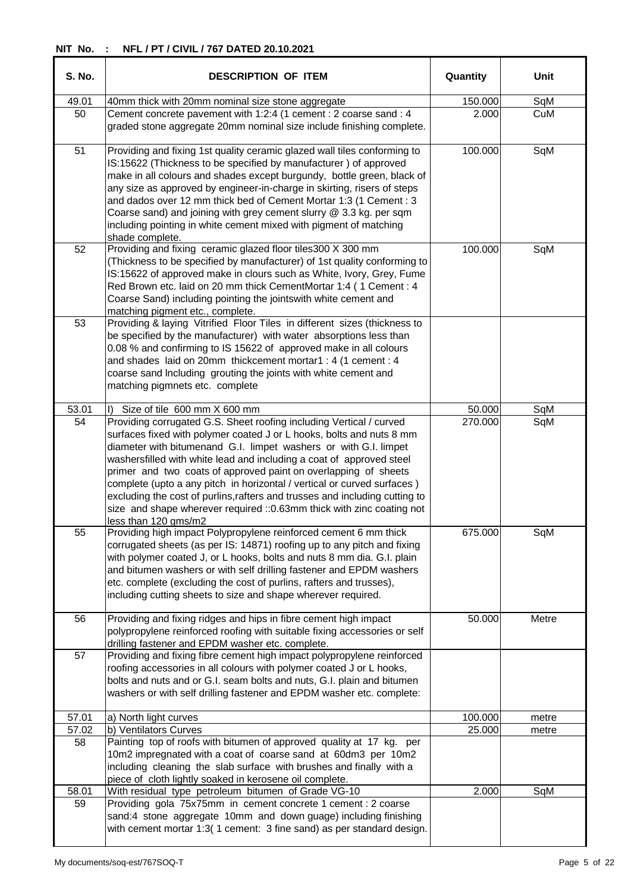**NIT No. : NFL / PT / CIVIL / 767 DATED 20.10.2021**

| S. No. | DESCRIPTION OF ITEM | Quantity | Unit |
|---|---|---|---|
| 49.01 | 40mm thick with 20mm nominal size stone aggregate | 150.000 | SqM |
| 50 | Cement concrete pavement with 1:2:4 (1 cement : 2 coarse sand : 4 graded stone aggregate 20mm nominal size include finishing complete. | 2.000 | CuM |
| 51 | Providing and fixing 1st quality ceramic glazed wall tiles conforming to IS:15622 (Thickness to be specified by manufacturer ) of approved make in all colours and shades except burgundy, bottle green, black of any size as approved by engineer-in-charge in skirting, risers of steps and dados over 12 mm thick bed of Cement Mortar 1:3 (1 Cement : 3 Coarse sand) and joining with grey cement slurry @ 3.3 kg. per sqm including pointing in white cement mixed with pigment of matching shade complete. | 100.000 | SqM |
| 52 | Providing and fixing ceramic glazed floor tiles300 X 300 mm (Thickness to be specified by manufacturer) of 1st quality conforming to IS:15622 of approved make in clours such as White, Ivory, Grey, Fume Red Brown etc. laid on 20 mm thick CementMortar 1:4 ( 1 Cement : 4 Coarse Sand) including pointing the jointswith white cement and matching pigment etc., complete. | 100.000 | SqM |
| 53 | Providing & laying Vitrified Floor Tiles in different sizes (thickness to be specified by the manufacturer) with water absorptions less than 0.08 % and confirming to IS 15622 of approved make in all colours and shades laid on 20mm thickcement mortar1 : 4 (1 cement : 4 coarse sand Including grouting the joints with white cement and matching pigmnets etc. complete | | |
| 53.01 | I) Size of tile 600 mm X 600 mm | 50.000 | SqM |
| 54 | Providing corrugated G.S. Sheet roofing including Vertical / curved surfaces fixed with polymer coated J or L hooks, bolts and nuts 8 mm diameter with bitumenand G.I. limpet washers or with G.I. limpet washersfilled with white lead and including a coat of approved steel primer and two coats of approved paint on overlapping of sheets complete (upto a any pitch in horizontal / vertical or curved surfaces ) excluding the cost of purlins,rafters and trusses and including cutting to size and shape wherever required ::0.63mm thick with zinc coating not less than 120 gms/m2 | 270.000 | SqM |
| 55 | Providing high impact Polypropylene reinforced cement 6 mm thick corrugated sheets (as per IS: 14871) roofing up to any pitch and fixing with polymer coated J, or L hooks, bolts and nuts 8 mm dia. G.I. plain and bitumen washers or with self drilling fastener and EPDM washers etc. complete (excluding the cost of purlins, rafters and trusses), including cutting sheets to size and shape wherever required. | 675.000 | SqM |
| 56 | Providing and fixing ridges and hips in fibre cement high impact polypropylene reinforced roofing with suitable fixing accessories or self drilling fastener and EPDM washer etc. complete. | 50.000 | Metre |
| 57 | Providing and fixing fibre cement high impact polypropylene reinforced roofing accessories in all colours with polymer coated J or L hooks, bolts and nuts and or G.I. seam bolts and nuts, G.I. plain and bitumen washers or with self drilling fastener and EPDM washer etc. complete: | | |
| 57.01 | a) North light curves | 100.000 | metre |
| 57.02 | b) Ventilators Curves | 25.000 | metre |
| 58 | Painting top of roofs with bitumen of approved quality at 17 kg. per 10m2 impregnated with a coat of coarse sand at 60dm3 per 10m2 including cleaning the slab surface with brushes and finally with a piece of cloth lightly soaked in kerosene oil complete. | | |
| 58.01 | With residual type petroleum bitumen of Grade VG-10 | 2.000 | SqM |
| 59 | Providing gola 75x75mm in cement concrete 1 cement : 2 coarse sand:4 stone aggregate 10mm and down guage) including finishing with cement mortar 1:3( 1 cement: 3 fine sand) as per standard design. | | |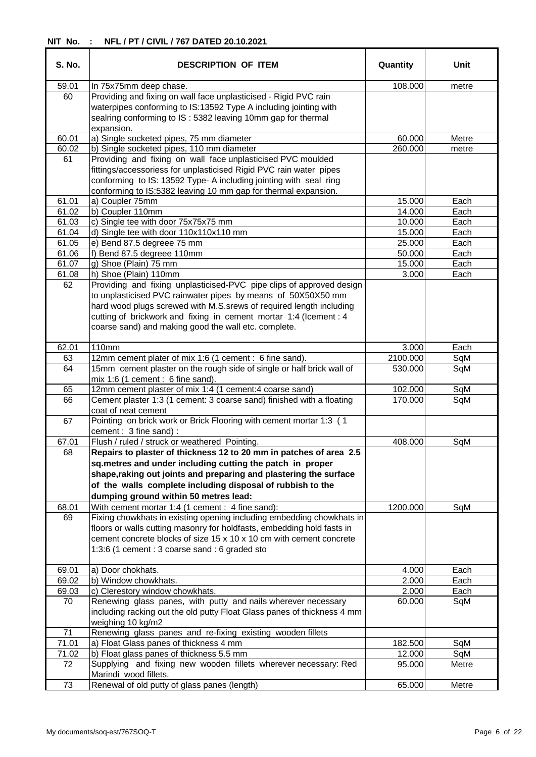**NIT No. : NFL / PT / CIVIL / 767 DATED 20.10.2021**

| S. No. | DESCRIPTION OF ITEM | Quantity | Unit |
|---|---|---|---|
| 59.01 | In 75x75mm deep chase. | 108.000 | metre |
| 60 | Providing and fixing on wall face unplasticised - Rigid PVC rain waterpipes conforming to IS:13592 Type A including jointing with sealring conforming to IS : 5382 leaving 10mm gap for thermal expansion. | | |
| 60.01 | a) Single socketed pipes, 75 mm diameter | 60.000 | Metre |
| 60.02 | b) Single socketed pipes, 110 mm diameter | 260.000 | metre |
| 61 | Providing and fixing on wall face unplasticised PVC moulded fittings/accessoriess for unplasticised Rigid PVC rain water pipes conforming to IS: 13592 Type- A including jointing with seal ring conforming to IS:5382 leaving 10 mm gap for thermal expansion. | | |
| 61.01 | a) Coupler 75mm | 15.000 | Each |
| 61.02 | b) Coupler 110mm | 14.000 | Each |
| 61.03 | c) Single tee with door 75x75x75 mm | 10.000 | Each |
| 61.04 | d) Single tee with door 110x110x110 mm | 15.000 | Each |
| 61.05 | e) Bend 87.5 degreee 75 mm | 25.000 | Each |
| 61.06 | f) Bend 87.5 degreee 110mm | 50.000 | Each |
| 61.07 | g) Shoe (Plain) 75 mm | 15.000 | Each |
| 61.08 | h) Shoe (Plain) 110mm | 3.000 | Each |
| 62 | Providing and fixing unplasticised-PVC pipe clips of approved design to unplasticised PVC rainwater pipes by means of 50X50X50 mm hard wood plugs screwed with M.S.srews of required length including cutting of brickwork and fixing in cement mortar 1:4 (Icement : 4 coarse sand) and making good the wall etc. complete. | | |
| 62.01 | 110mm | 3.000 | Each |
| 63 | 12mm cement plater of mix 1:6 (1 cement : 6 fine sand). | 2100.000 | SqM |
| 64 | 15mm cement plaster on the rough side of single or half brick wall of mix 1:6 (1 cement : 6 fine sand). | 530.000 | SqM |
| 65 | 12mm cement plaster of mix 1:4 (1 cement:4 coarse sand) | 102.000 | SqM |
| 66 | Cement plaster 1:3 (1 cement: 3 coarse sand) finished with a floating coat of neat cement | 170.000 | SqM |
| 67 | Pointing on brick work or Brick Flooring with cement mortar 1:3 ( 1 cement : 3 fine sand) : | | |
| 67.01 | Flush / ruled / struck or weathered Pointing. | 408.000 | SqM |
| 68 | **Repairs to plaster of thickness 12 to 20 mm in patches of area 2.5 sq.metres and under including cutting the patch in proper shape,raking out joints and preparing and plastering the surface of the walls complete including disposal of rubbish to the dumping ground within 50 metres lead:** | | |
| 68.01 | With cement mortar 1:4 (1 cement : 4 fine sand): | 1200.000 | SqM |
| 69 | Fixing chowkhats in existing opening including embedding chowkhats in floors or walls cutting masonry for holdfasts, embedding hold fasts in cement concrete blocks of size 15 x 10 x 10 cm with cement concrete 1:3:6 (1 cement : 3 coarse sand : 6 graded sto | | |
| 69.01 | a) Door chokhats. | 4.000 | Each |
| 69.02 | b) Window chowkhats. | 2.000 | Each |
| 69.03 | c) Clerestory window chowkhats. | 2.000 | Each |
| 70 | Renewing glass panes, with putty and nails wherever necessary including racking out the old putty Float Glass panes of thickness 4 mm weighing 10 kg/m2 | 60.000 | SqM |
| 71 | Renewing glass panes and re-fixing existing wooden fillets | | |
| 71.01 | a) Float Glass panes of thickness 4 mm | 182.500 | SqM |
| 71.02 | b) Float glass panes of thickness 5.5 mm | 12.000 | SqM |
| 72 | Supplying and fixing new wooden fillets wherever necessary: Red Marindi wood fillets. | 95.000 | Metre |
| 73 | Renewal of old putty of glass panes (length) | 65.000 | Metre |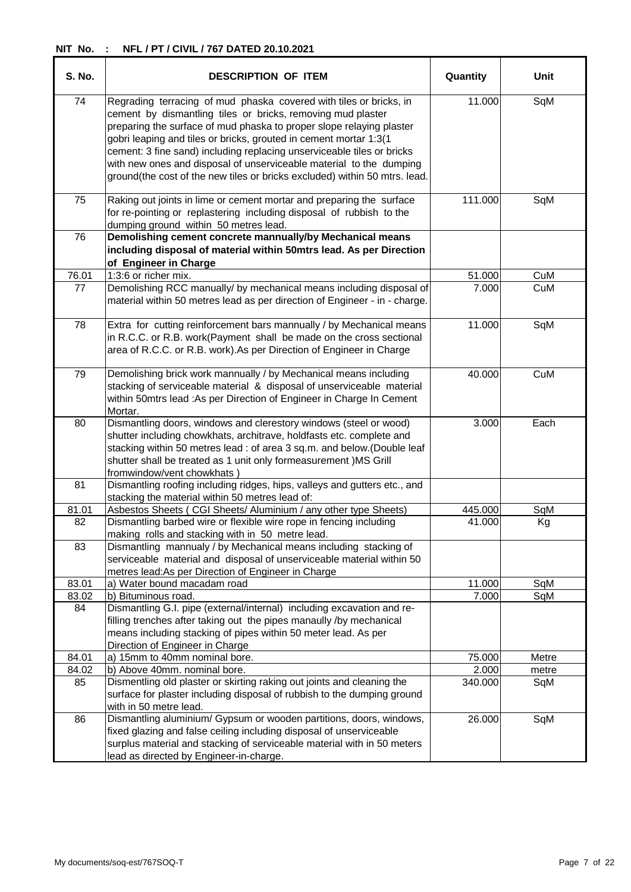**NIT No. : NFL / PT / CIVIL / 767 DATED 20.10.2021**

| S. No. | DESCRIPTION OF ITEM | Quantity | Unit |
|---|---|---|---|
| 74 | Regrading terracing of mud phaska covered with tiles or bricks, in cement by dismantling tiles or bricks, removing mud plaster preparing the surface of mud phaska to proper slope relaying plaster gobri leaping and tiles or bricks, grouted in cement mortar 1:3(1 cement: 3 fine sand) including replacing unserviceable tiles or bricks with new ones and disposal of unserviceable material to the dumping ground(the cost of the new tiles or bricks excluded) within 50 mtrs. lead. | 11.000 | SqM |
| 75 | Raking out joints in lime or cement mortar and preparing the surface for re-pointing or replastering including disposal of rubbish to the dumping ground within 50 metres lead. | 111.000 | SqM |
| 76 | **Demolishing cement concrete mannually/by Mechanical means including disposal of material within 50mtrs lead. As per Direction of Engineer in Charge** | | |
| 76.01 | 1:3:6 or richer mix. | 51.000 | CuM |
| 77 | Demolishing RCC manually/ by mechanical means including disposal of material within 50 metres lead as per direction of Engineer - in - charge. | 7.000 | CuM |
| 78 | Extra for cutting reinforcement bars mannually / by Mechanical means in R.C.C. or R.B. work(Payment shall be made on the cross sectional area of R.C.C. or R.B. work).As per Direction of Engineer in Charge | 11.000 | SqM |
| 79 | Demolishing brick work mannually / by Mechanical means including stacking of serviceable material & disposal of unserviceable material within 50mtrs lead :As per Direction of Engineer in Charge In Cement Mortar. | 40.000 | CuM |
| 80 | Dismantling doors, windows and clerestory windows (steel or wood) shutter including chowkhats, architrave, holdfasts etc. complete and stacking within 50 metres lead : of area 3 sq.m. and below.(Double leaf shutter shall be treated as 1 unit only formeasurement )MS Grill fromwindow/vent chowkhats ) | 3.000 | Each |
| 81 | Dismantling roofing including ridges, hips, valleys and gutters etc., and stacking the material within 50 metres lead of: | | |
| 81.01 | Asbestos Sheets ( CGI Sheets/ Aluminium / any other type Sheets) | 445.000 | SqM |
| 82 | Dismantling barbed wire or flexible wire rope in fencing including making rolls and stacking with in 50 metre lead. | 41.000 | Kg |
| 83 | Dismantling mannualy / by Mechanical means including stacking of serviceable material and disposal of unserviceable material within 50 metres lead:As per Direction of Engineer in Charge | | |
| 83.01 | a) Water bound macadam road | 11.000 | SqM |
| 83.02 | b) Bituminous road. | 7.000 | SqM |
| 84 | Dismantling G.I. pipe (external/internal) including excavation and re-filling trenches after taking out the pipes manaully /by mechanical means including stacking of pipes within 50 meter lead. As per Direction of Engineer in Charge | | |
| 84.01 | a) 15mm to 40mm nominal bore. | 75.000 | Metre |
| 84.02 | b) Above 40mm. nominal bore. | 2.000 | metre |
| 85 | Dismentling old plaster or skirting raking out joints and cleaning the surface for plaster including disposal of rubbish to the dumping ground with in 50 metre lead. | 340.000 | SqM |
| 86 | Dismantling aluminium/ Gypsum or wooden partitions, doors, windows, fixed glazing and false ceiling including disposal of unserviceable surplus material and stacking of serviceable material with in 50 meters lead as directed by Engineer-in-charge. | 26.000 | SqM |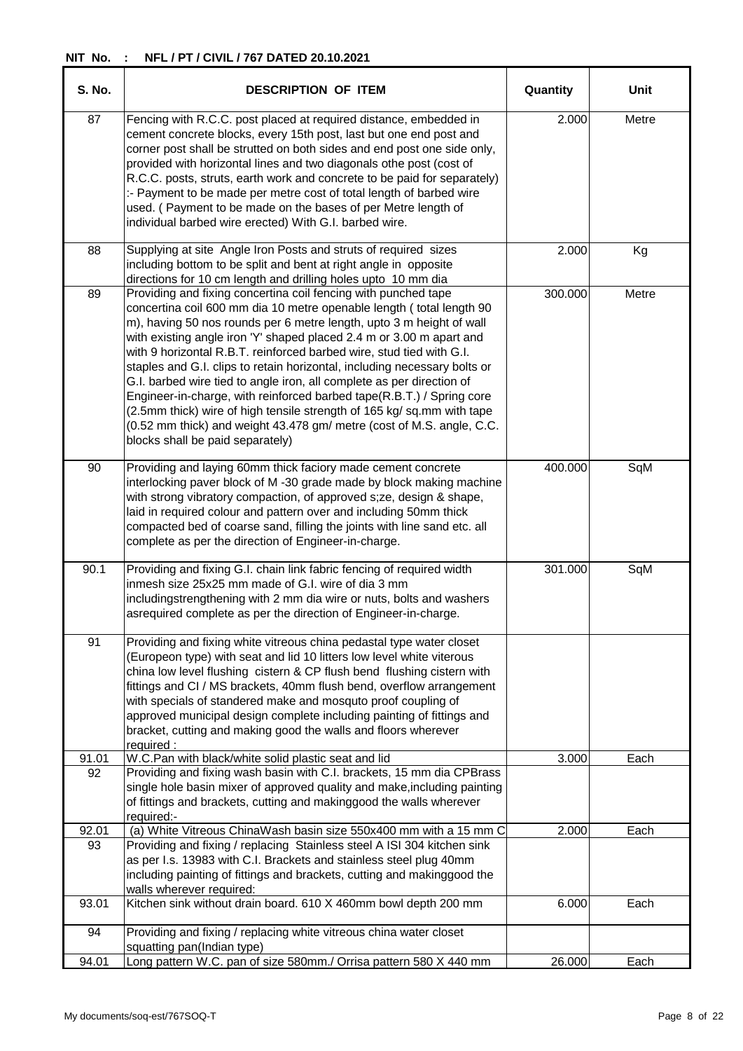**NIT No. : NFL / PT / CIVIL / 767 DATED 20.10.2021**

| S. No. | DESCRIPTION OF ITEM | Quantity | Unit |
|---|---|---|---|
| 87 | Fencing with R.C.C. post placed at required distance, embedded in cement concrete blocks, every 15th post, last but one end post and corner post shall be strutted on both sides and end post one side only, provided with horizontal lines and two diagonals othe post (cost of R.C.C. posts, struts, earth work and concrete to be paid for separately) :- Payment to be made per metre cost of total length of barbed wire used. ( Payment to be made on the bases of per Metre length of individual barbed wire erected) With G.I. barbed wire. | 2.000 | Metre |
| 88 | Supplying at site Angle Iron Posts and struts of required sizes including bottom to be split and bent at right angle in opposite directions for 10 cm length and drilling holes upto 10 mm dia | 2.000 | Kg |
| 89 | Providing and fixing concertina coil fencing with punched tape concertina coil 600 mm dia 10 metre openable length ( total length 90 m), having 50 nos rounds per 6 metre length, upto 3 m height of wall with existing angle iron 'Y' shaped placed 2.4 m or 3.00 m apart and with 9 horizontal R.B.T. reinforced barbed wire, stud tied with G.I. staples and G.I. clips to retain horizontal, including necessary bolts or G.I. barbed wire tied to angle iron, all complete as per direction of Engineer-in-charge, with reinforced barbed tape(R.B.T.) / Spring core (2.5mm thick) wire of high tensile strength of 165 kg/ sq.mm with tape (0.52 mm thick) and weight 43.478 gm/ metre (cost of M.S. angle, C.C. blocks shall be paid separately) | 300.000 | Metre |
| 90 | Providing and laying 60mm thick faciory made cement concrete interlocking paver block of M -30 grade made by block making machine with strong vibratory compaction, of approved s;ze, design & shape, laid in required colour and pattern over and including 50mm thick compacted bed of coarse sand, filling the joints with line sand etc. all complete as per the direction of Engineer-in-charge. | 400.000 | SqM |
| 90.1 | Providing and fixing G.I. chain link fabric fencing of required width inmesh size 25x25 mm made of G.I. wire of dia 3 mm includingstrengthening with 2 mm dia wire or nuts, bolts and washers asrequired complete as per the direction of Engineer-in-charge. | 301.000 | SqM |
| 91 | Providing and fixing white vitreous china pedastal type water closet (Europeon type) with seat and lid 10 litters low level white viterous china low level flushing cistern & CP flush bend flushing cistern with fittings and CI / MS brackets, 40mm flush bend, overflow arrangement with specials of standered make and mosquto proof coupling of approved municipal design complete including painting of fittings and bracket, cutting and making good the walls and floors wherever required : | | |
| 91.01 | W.C.Pan with black/white solid plastic seat and lid | 3.000 | Each |
| 92 | Providing and fixing wash basin with C.I. brackets, 15 mm dia CPBrass single hole basin mixer of approved quality and make,including painting of fittings and brackets, cutting and makinggood the walls wherever required:- | | |
| 92.01 | (a) White Vitreous ChinaWash basin size 550x400 mm with a 15 mm C | 2.000 | Each |
| 93 | Providing and fixing / replacing Stainless steel A ISI 304 kitchen sink as per I.s. 13983 with C.I. Brackets and stainless steel plug 40mm including painting of fittings and brackets, cutting and makinggood the walls wherever required: | | |
| 93.01 | Kitchen sink without drain board. 610 X 460mm bowl depth 200 mm | 6.000 | Each |
| 94 | Providing and fixing / replacing white vitreous china water closet squatting pan(Indian type) | | |
| 94.01 | Long pattern W.C. pan of size 580mm./ Orrisa pattern 580 X 440 mm | 26.000 | Each |

My documents/soq-est/767SOQ-T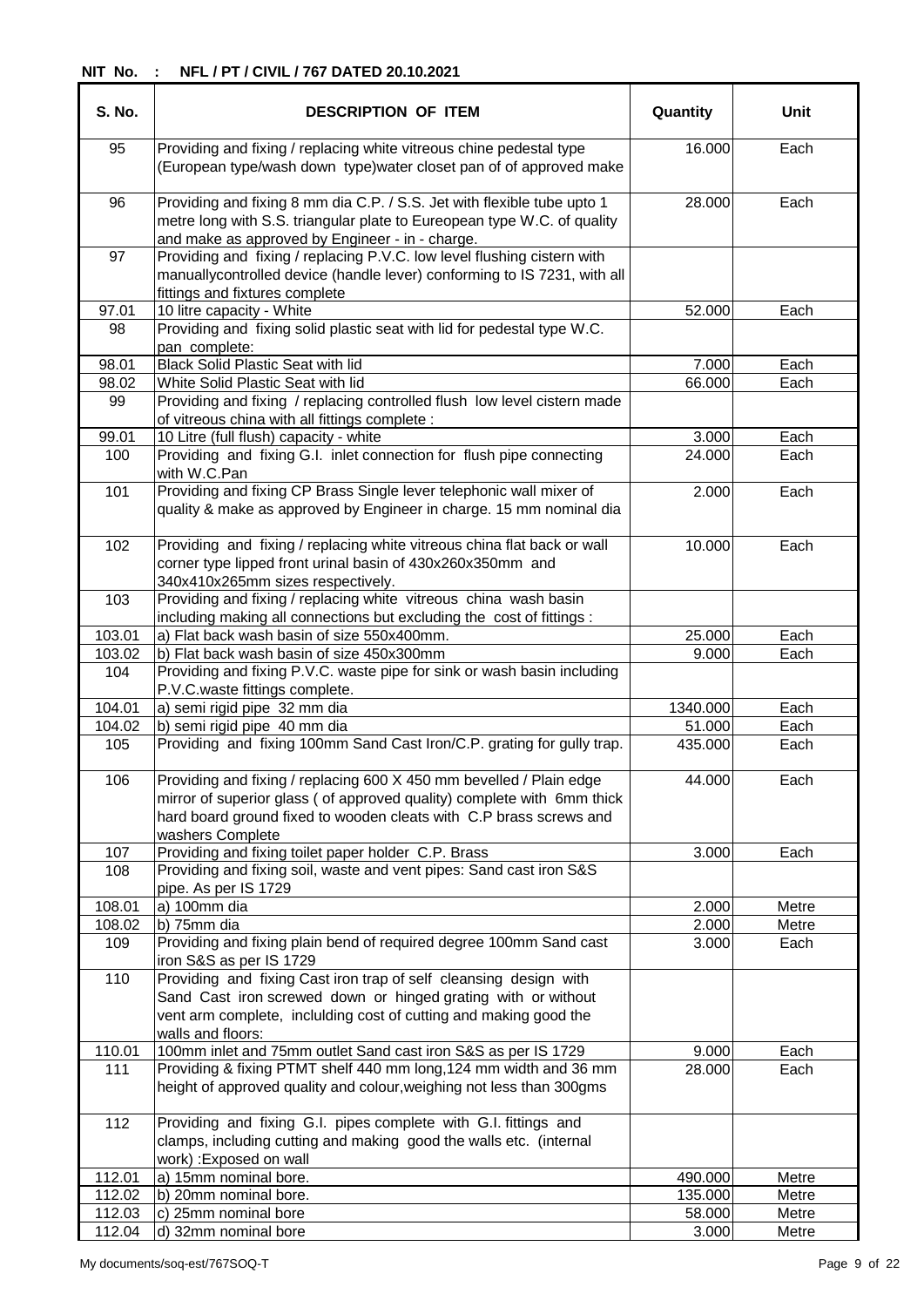**NIT No. : NFL / PT / CIVIL / 767 DATED 20.10.2021**

| S. No. | DESCRIPTION OF ITEM | Quantity | Unit |
|---|---|---|---|
| 95 | Providing and fixing / replacing white vitreous chine pedestal type (European type/wash down type)water closet pan of of approved make | 16.000 | Each |
| 96 | Providing and fixing 8 mm dia C.P. / S.S. Jet with flexible tube upto 1 metre long with S.S. triangular plate to Eureopean type W.C. of quality and make as approved by Engineer - in - charge. | 28.000 | Each |
| 97 | Providing and fixing / replacing P.V.C. low level flushing cistern with manuallycontrolled device (handle lever) conforming to IS 7231, with all fittings and fixtures complete | | |
| 97.01 | 10 litre capacity - White | 52.000 | Each |
| 98 | Providing and fixing solid plastic seat with lid for pedestal type W.C. pan complete: | | |
| 98.01 | Black Solid Plastic Seat with lid | 7.000 | Each |
| 98.02 | White Solid Plastic Seat with lid | 66.000 | Each |
| 99 | Providing and fixing / replacing controlled flush low level cistern made of vitreous china with all fittings complete : | | |
| 99.01 | 10 Litre (full flush) capacity - white | 3.000 | Each |
| 100 | Providing and fixing G.I. inlet connection for flush pipe connecting with W.C.Pan | 24.000 | Each |
| 101 | Providing and fixing CP Brass Single lever telephonic wall mixer of quality & make as approved by Engineer in charge. 15 mm nominal dia | 2.000 | Each |
| 102 | Providing and fixing / replacing white vitreous china flat back or wall corner type lipped front urinal basin of 430x260x350mm and 340x410x265mm sizes respectively. | 10.000 | Each |
| 103 | Providing and fixing / replacing white vitreous china wash basin including making all connections but excluding the cost of fittings : | | |
| 103.01 | a) Flat back wash basin of size 550x400mm. | 25.000 | Each |
| 103.02 | b) Flat back wash basin of size 450x300mm | 9.000 | Each |
| 104 | Providing and fixing P.V.C. waste pipe for sink or wash basin including P.V.C.waste fittings complete. | | |
| 104.01 | a) semi rigid pipe 32 mm dia | 1340.000 | Each |
| 104.02 | b) semi rigid pipe 40 mm dia | 51.000 | Each |
| 105 | Providing and fixing 100mm Sand Cast Iron/C.P. grating for gully trap. | 435.000 | Each |
| 106 | Providing and fixing / replacing 600 X 450 mm bevelled / Plain edge mirror of superior glass ( of approved quality) complete with 6mm thick hard board ground fixed to wooden cleats with C.P brass screws and washers Complete | 44.000 | Each |
| 107 | Providing and fixing toilet paper holder C.P. Brass | 3.000 | Each |
| 108 | Providing and fixing soil, waste and vent pipes: Sand cast iron S&S pipe. As per IS 1729 | | |
| 108.01 | a) 100mm dia | 2.000 | Metre |
| 108.02 | b) 75mm dia | 2.000 | Metre |
| 109 | Providing and fixing plain bend of required degree 100mm Sand cast iron S&S as per IS 1729 | 3.000 | Each |
| 110 | Providing and fixing Cast iron trap of self cleansing design with Sand Cast iron screwed down or hinged grating with or without vent arm complete, inclulding cost of cutting and making good the walls and floors: | | |
| 110.01 | 100mm inlet and 75mm outlet Sand cast iron S&S as per IS 1729 | 9.000 | Each |
| 111 | Providing & fixing PTMT shelf 440 mm long,124 mm width and 36 mm height of approved quality and colour,weighing not less than 300gms | 28.000 | Each |
| 112 | Providing and fixing G.I. pipes complete with G.I. fittings and clamps, including cutting and making good the walls etc. (internal work) :Exposed on wall | | |
| 112.01 | a) 15mm nominal bore. | 490.000 | Metre |
| 112.02 | b) 20mm nominal bore. | 135.000 | Metre |
| 112.03 | c) 25mm nominal bore | 58.000 | Metre |
| 112.04 | d) 32mm nominal bore | 3.000 | Metre |

My documents/soq-est/767SOQ-T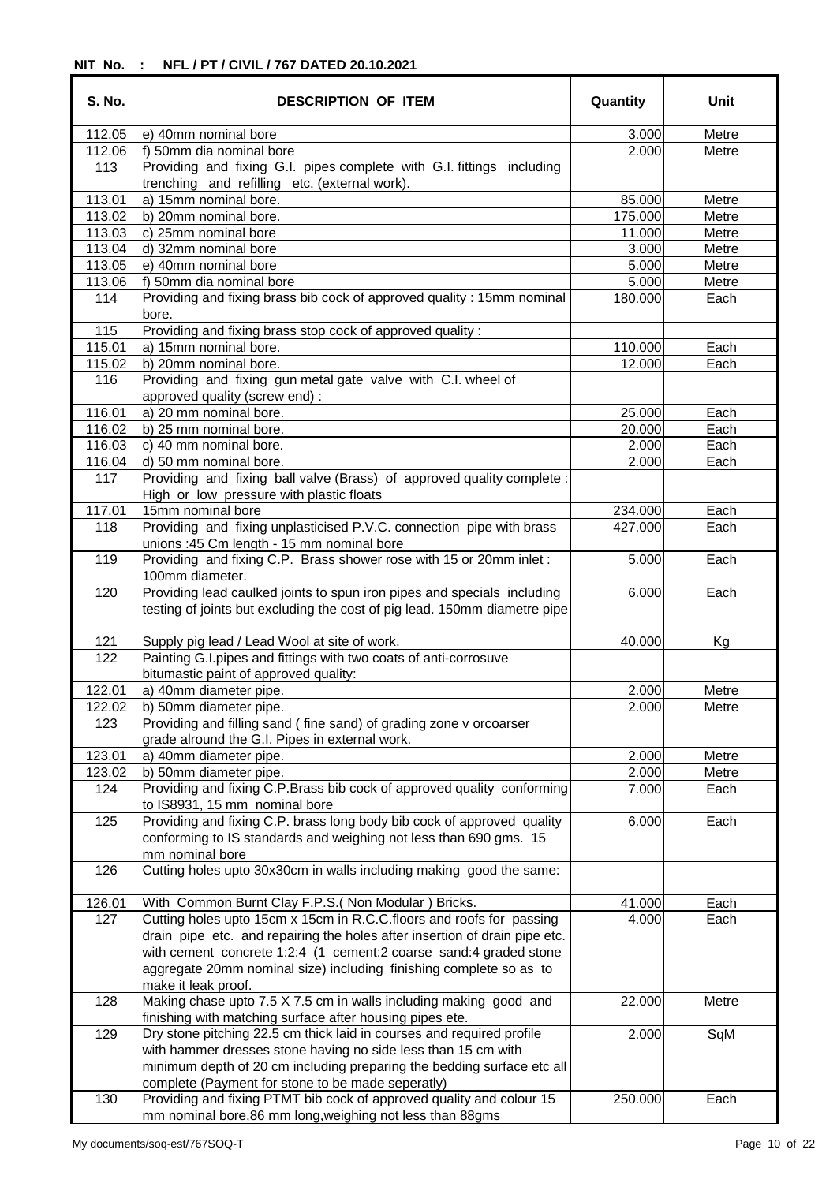**NIT No. : NFL / PT / CIVIL / 767 DATED 20.10.2021**

| S. No. | DESCRIPTION OF ITEM | Quantity | Unit |
|---|---|---|---|
| 112.05 | e) 40mm nominal bore | 3.000 | Metre |
| 112.06 | f) 50mm dia nominal bore | 2.000 | Metre |
| 113 | Providing and fixing G.I. pipes complete with G.I. fittings including trenching and refilling etc. (external work). | | |
| 113.01 | a) 15mm nominal bore. | 85.000 | Metre |
| 113.02 | b) 20mm nominal bore. | 175.000 | Metre |
| 113.03 | c) 25mm nominal bore | 11.000 | Metre |
| 113.04 | d) 32mm nominal bore | 3.000 | Metre |
| 113.05 | e) 40mm nominal bore | 5.000 | Metre |
| 113.06 | f) 50mm dia nominal bore | 5.000 | Metre |
| 114 | Providing and fixing brass bib cock of approved quality : 15mm nominal bore. | 180.000 | Each |
| 115 | Providing and fixing brass stop cock of approved quality : | | |
| 115.01 | a) 15mm nominal bore. | 110.000 | Each |
| 115.02 | b) 20mm nominal bore. | 12.000 | Each |
| 116 | Providing and fixing gun metal gate valve with C.I. wheel of approved quality (screw end) : | | |
| 116.01 | a) 20 mm nominal bore. | 25.000 | Each |
| 116.02 | b) 25 mm nominal bore. | 20.000 | Each |
| 116.03 | c) 40 mm nominal bore. | 2.000 | Each |
| 116.04 | d) 50 mm nominal bore. | 2.000 | Each |
| 117 | Providing and fixing ball valve (Brass) of approved quality complete : High or low pressure with plastic floats | | |
| 117.01 | 15mm nominal bore | 234.000 | Each |
| 118 | Providing and fixing unplasticised P.V.C. connection pipe with brass unions :45 Cm length - 15 mm nominal bore | 427.000 | Each |
| 119 | Providing and fixing C.P. Brass shower rose with 15 or 20mm inlet : 100mm diameter. | 5.000 | Each |
| 120 | Providing lead caulked joints to spun iron pipes and specials including testing of joints but excluding the cost of pig lead. 150mm diametre pipe | 6.000 | Each |
| 121 | Supply pig lead / Lead Wool at site of work. | 40.000 | Kg |
| 122 | Painting G.I.pipes and fittings with two coats of anti-corrosuve bitumastic paint of approved quality: | | |
| 122.01 | a) 40mm diameter pipe. | 2.000 | Metre |
| 122.02 | b) 50mm diameter pipe. | 2.000 | Metre |
| 123 | Providing and filling sand ( fine sand) of grading zone v orcoarser grade alround the G.I. Pipes in external work. | | |
| 123.01 | a) 40mm diameter pipe. | 2.000 | Metre |
| 123.02 | b) 50mm diameter pipe. | 2.000 | Metre |
| 124 | Providing and fixing C.P.Brass bib cock of approved quality conforming to IS8931, 15 mm nominal bore | 7.000 | Each |
| 125 | Providing and fixing C.P. brass long body bib cock of approved quality conforming to IS standards and weighing not less than 690 gms. 15 mm nominal bore | 6.000 | Each |
| 126 | Cutting holes upto 30x30cm in walls including making good the same: | | |
| 126.01 | With Common Burnt Clay F.P.S.( Non Modular ) Bricks. | 41.000 | Each |
| 127 | Cutting holes upto 15cm x 15cm in R.C.C.floors and roofs for passing drain pipe etc. and repairing the holes after insertion of drain pipe etc. with cement concrete 1:2:4 (1 cement:2 coarse sand:4 graded stone aggregate 20mm nominal size) including finishing complete so as to make it leak proof. | 4.000 | Each |
| 128 | Making chase upto 7.5 X 7.5 cm in walls including making good and finishing with matching surface after housing pipes ete. | 22.000 | Metre |
| 129 | Dry stone pitching 22.5 cm thick laid in courses and required profile with hammer dresses stone having no side less than 15 cm with minimum depth of 20 cm including preparing the bedding surface etc all complete (Payment for stone to be made seperatly) | 2.000 | SqM |
| 130 | Providing and fixing PTMT bib cock of approved quality and colour 15 mm nominal bore,86 mm long,weighing not less than 88gms | 250.000 | Each |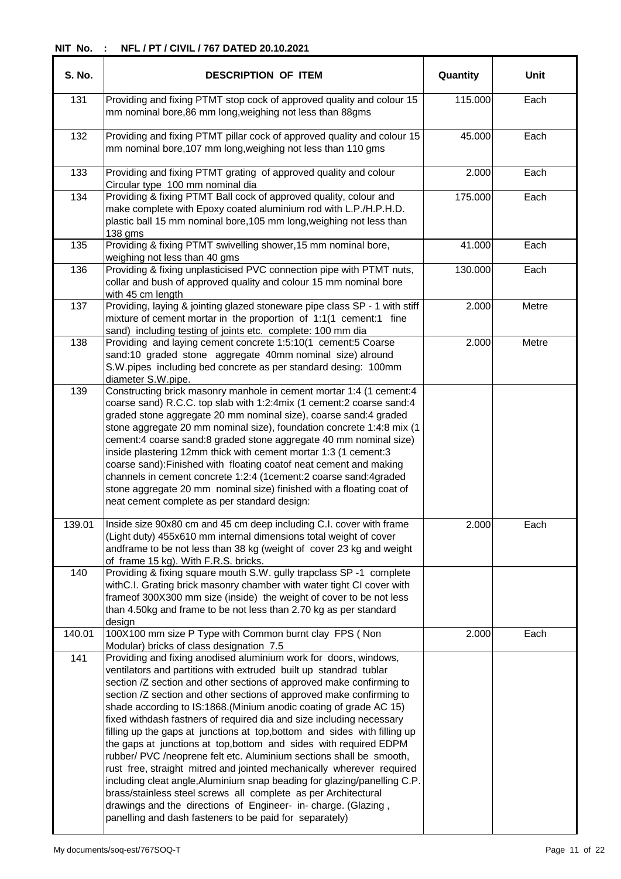**NIT No. : NFL / PT / CIVIL / 767 DATED 20.10.2021**

| S. No. | DESCRIPTION OF ITEM | Quantity | Unit |
|---|---|---|---|
| 131 | Providing and fixing PTMT stop cock of approved quality and colour 15 mm nominal bore,86 mm long,weighing not less than 88gms | 115.000 | Each |
| 132 | Providing and fixing PTMT pillar cock of approved quality and colour 15 mm nominal bore,107 mm long,weighing not less than 110 gms | 45.000 | Each |
| 133 | Providing and fixing PTMT grating of approved quality and colour Circular type 100 mm nominal dia | 2.000 | Each |
| 134 | Providing & fixing PTMT Ball cock of approved quality, colour and make complete with Epoxy coated aluminium rod with L.P./H.P.H.D. plastic ball 15 mm nominal bore,105 mm long,weighing not less than 138 gms | 175.000 | Each |
| 135 | Providing & fixing PTMT swivelling shower,15 mm nominal bore, weighing not less than 40 gms | 41.000 | Each |
| 136 | Providing & fixing unplasticised PVC connection pipe with PTMT nuts, collar and bush of approved quality and colour 15 mm nominal bore with 45 cm length | 130.000 | Each |
| 137 | Providing, laying & jointing glazed stoneware pipe class SP - 1 with stiff mixture of cement mortar in the proportion of 1:1(1 cement:1 fine sand) including testing of joints etc. complete: 100 mm dia | 2.000 | Metre |
| 138 | Providing and laying cement concrete 1:5:10(1 cement:5 Coarse sand:10 graded stone aggregate 40mm nominal size) alround S.W.pipes including bed concrete as per standard desing: 100mm diameter S.W.pipe. | 2.000 | Metre |
| 139 | Constructing brick masonry manhole in cement mortar 1:4 (1 cement:4 coarse sand) R.C.C. top slab with 1:2:4mix (1 cement:2 coarse sand:4 graded stone aggregate 20 mm nominal size), coarse sand:4 graded stone aggregate 20 mm nominal size), foundation concrete 1:4:8 mix (1 cement:4 coarse sand:8 graded stone aggregate 40 mm nominal size) inside plastering 12mm thick with cement mortar 1:3 (1 cement:3 coarse sand):Finished with floating coatof neat cement and making channels in cement concrete 1:2:4 (1cement:2 coarse sand:4graded stone aggregate 20 mm nominal size) finished with a floating coat of neat cement complete as per standard design: | | |
| 139.01 | Inside size 90x80 cm and 45 cm deep including C.I. cover with frame (Light duty) 455x610 mm internal dimensions total weight of cover andframe to be not less than 38 kg (weight of cover 23 kg and weight of frame 15 kg). With F.R.S. bricks. | 2.000 | Each |
| 140 | Providing & fixing square mouth S.W. gully trapclass SP -1 complete withC.I. Grating brick masonry chamber with water tight CI cover with frameof 300X300 mm size (inside) the weight of cover to be not less than 4.50kg and frame to be not less than 2.70 kg as per standard design | | |
| 140.01 | 100X100 mm size P Type with Common burnt clay FPS ( Non Modular) bricks of class designation 7.5 | 2.000 | Each |
| 141 | Providing and fixing anodised aluminium work for doors, windows, ventilators and partitions with extruded built up standrad tublar section /Z section and other sections of approved make confirming to section /Z section and other sections of approved make confirming to shade according to IS:1868.(Minium anodic coating of grade AC 15) fixed withdash fastners of required dia and size including necessary filling up the gaps at junctions at top,bottom and sides with filling up the gaps at junctions at top,bottom and sides with required EDPM rubber/ PVC /neoprene felt etc. Aluminium sections shall be smooth, rust free, straight mitred and jointed mechanically wherever required including cleat angle,Aluminium snap beading for glazing/panelling C.P. brass/stainless steel screws all complete as per Architectural drawings and the directions of Engineer- in- charge. (Glazing , panelling and dash fasteners to be paid for separately) | | |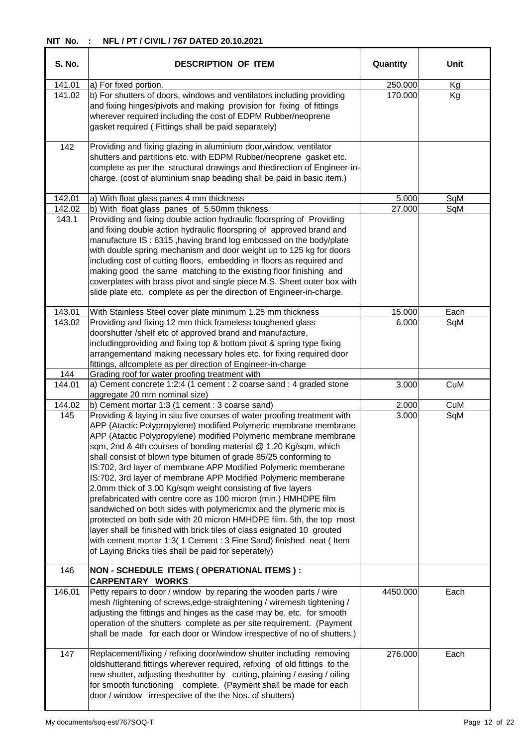**NIT No. : NFL / PT / CIVIL / 767 DATED 20.10.2021**

| S. No. | DESCRIPTION OF ITEM | Quantity | Unit |
|---|---|---|---|
| 141.01 | a) For fixed portion. | 250.000 | Kg |
| 141.02 | b) For shutters of doors, windows and ventilators including providing and fixing hinges/pivots and making provision for fixing of fittings wherever required including the cost of EDPM Rubber/neoprene gasket required ( Fittings shall be paid separately) | 170.000 | Kg |
| 142 | Providing and fixing glazing in aluminium door,window, ventilator shutters and partitions etc. with EDPM Rubber/neoprene gasket etc. complete as per the structural drawings and thedirection of Engineer-in-charge. (cost of aluminium snap beading shall be paid in basic item.) | | |
| 142.01 | a) With float glass panes 4 mm thickness | 5.000 | SqM |
| 142.02 | b) With float glass panes of 5.50mm thikness | 27.000 | SqM |
| 143.1 | Providing and fixing double action hydraulic floorspring of Providing and fixing double action hydraulic floorspring of approved brand and manufacture IS : 6315 ,having brand log embossed on the body/plate with double spring mechanism and door weight up to 125 kg for doors including cost of cutting floors, embedding in floors as required and making good the same matching to the existing floor finishing and coverplates with brass pivot and single piece M.S. Sheet outer box with slide plate etc. complete as per the direction of Engineer-in-charge. | | |
| 143.01 | With Stainless Steel cover plate minimum 1.25 mm thickness | 15.000 | Each |
| 143.02 | Providing and fixing 12 mm thick frameless toughened glass doorshutter /shelf etc of approved brand and manufacture, includingproviding and fixing top & bottom pivot & spring type fixing arrangementand making necessary holes etc. for fixing required door fittings, allcomplete as per direction of Engineer-in-charge | 6.000 | SqM |
| 144 | Grading roof for water proofing treatment with | | |
| 144.01 | a) Cement concrete 1:2:4 (1 cement : 2 coarse sand : 4 graded stone aggregate 20 mm nominal size) | 3.000 | CuM |
| 144.02 | b) Cement mortar 1:3 (1 cement : 3 coarse sand) | 2.000 | CuM |
| 145 | Providing & laying in situ five courses of water proofing treatment with APP (Atactic Polypropylene) modified Polymeric membrane membrane APP (Atactic Polypropylene) modified Polymeric membrane membrane sqm, 2nd & 4th courses of bonding material @ 1.20 Kg/sqm, which shall consist of blown type bitumen of grade 85/25 conforming to IS:702, 3rd layer of membrane APP Modified Polymeric memberane IS:702, 3rd layer of membrane APP Modified Polymeric memberane 2.0mm thick of 3.00 Kg/sqm weight consisting of five layers prefabricated with centre core as 100 micron (min.) HMHDPE film sandwiched on both sides with polymericmix and the plymeric mix is protected on both side with 20 micron HMHDPE film. 5th, the top most layer shall be finished with brick tiles of class esignated 10 grouted with cement mortar 1:3( 1 Cement : 3 Fine Sand) finished neat ( Item of Laying Bricks tiles shall be paid for seperately) | 3.000 | SqM |
| 146 | **NON - SCHEDULE ITEMS ( OPERATIONAL ITEMS ) : CARPENTARY WORKS** | | |
| 146.01 | Petty repairs to door / window by reparing the wooden parts / wire mesh /tightening of screws,edge-straightening / wiremesh tightening / adjusting the fittings and hinges as the case may be, etc. for smooth operation of the shutters complete as per site requirement. (Payment shall be made for each door or Window irrespective of no of shutters.) | 4450.000 | Each |
| 147 | Replacement/fixing / refixing door/window shutter including removing oldshutterand fittings wherever required, refixing of old fittings to the new shutter, adjusting theshuttter by cutting, plaining / easing / oiling for smooth functioning complete. (Payment shall be made for each door / window irrespective of the the Nos. of shutters) | 276.000 | Each |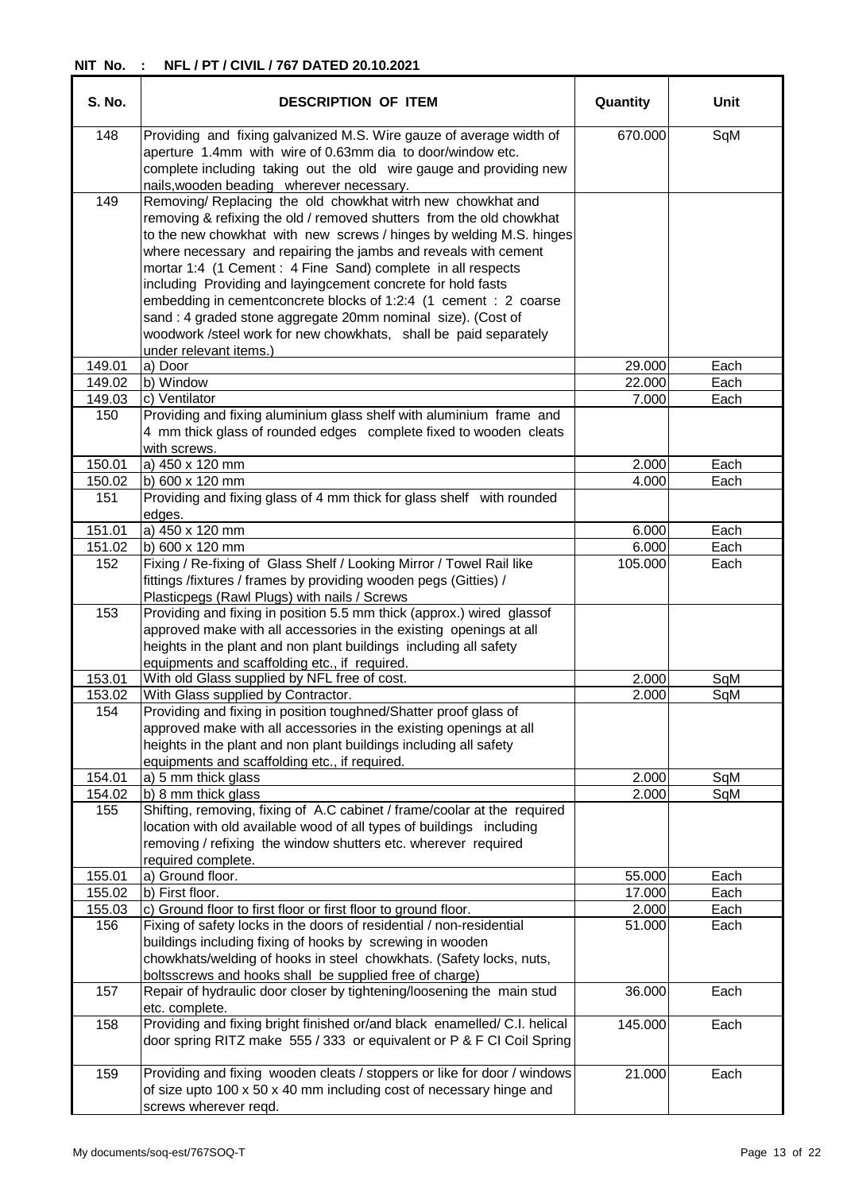NIT No. : NFL / PT / CIVIL / 767 DATED 20.10.2021

| S. No. | DESCRIPTION OF ITEM | Quantity | Unit |
|---|---|---|---|
| 148 | Providing and fixing galvanized M.S. Wire gauze of average width of aperture 1.4mm with wire of 0.63mm dia to door/window etc. complete including taking out the old wire gauge and providing new nails,wooden beading wherever necessary. | 670.000 | SqM |
| 149 | Removing/ Replacing the old chowkhat witrh new chowkhat and removing & refixing the old / removed shutters from the old chowkhat to the new chowkhat with new screws / hinges by welding M.S. hinges where necessary and repairing the jambs and reveals with cement mortar 1:4 (1 Cement : 4 Fine Sand) complete in all respects including Providing and layingcement concrete for hold fasts embedding in cementconcrete blocks of 1:2:4 (1 cement : 2 coarse sand : 4 graded stone aggregate 20mm nominal size). (Cost of woodwork /steel work for new chowkhats, shall be paid separately under relevant items.) | | |
| 149.01 | a) Door | 29.000 | Each |
| 149.02 | b) Window | 22.000 | Each |
| 149.03 | c) Ventilator | 7.000 | Each |
| 150 | Providing and fixing aluminium glass shelf with aluminium frame and 4 mm thick glass of rounded edges complete fixed to wooden cleats with screws. | | |
| 150.01 | a) 450 x 120 mm | 2.000 | Each |
| 150.02 | b) 600 x 120 mm | 4.000 | Each |
| 151 | Providing and fixing glass of 4 mm thick for glass shelf with rounded edges. | | |
| 151.01 | a) 450 x 120 mm | 6.000 | Each |
| 151.02 | b) 600 x 120 mm | 6.000 | Each |
| 152 | Fixing / Re-fixing of Glass Shelf / Looking Mirror / Towel Rail like fittings /fixtures / frames by providing wooden pegs (Gitties) / Plasticpegs (Rawl Plugs) with nails / Screws | 105.000 | Each |
| 153 | Providing and fixing in position 5.5 mm thick (approx.) wired glassof approved make with all accessories in the existing openings at all heights in the plant and non plant buildings including all safety equipments and scaffolding etc., if required. | | |
| 153.01 | With old Glass supplied by NFL free of cost. | 2.000 | SqM |
| 153.02 | With Glass supplied by Contractor. | 2.000 | SqM |
| 154 | Providing and fixing in position toughned/Shatter proof glass of approved make with all accessories in the existing openings at all heights in the plant and non plant buildings including all safety equipments and scaffolding etc., if required. | | |
| 154.01 | a) 5 mm thick glass | 2.000 | SqM |
| 154.02 | b) 8 mm thick glass | 2.000 | SqM |
| 155 | Shifting, removing, fixing of A.C cabinet / frame/coolar at the required location with old available wood of all types of buildings including removing / refixing the window shutters etc. wherever required required complete. | | |
| 155.01 | a) Ground floor. | 55.000 | Each |
| 155.02 | b) First floor. | 17.000 | Each |
| 155.03 | c) Ground floor to first floor or first floor to ground floor. | 2.000 | Each |
| 156 | Fixing of safety locks in the doors of residential / non-residential buildings including fixing of hooks by screwing in wooden chowkhats/welding of hooks in steel chowkhats. (Safety locks, nuts, boltsscrews and hooks shall be supplied free of charge) | 51.000 | Each |
| 157 | Repair of hydraulic door closer by tightening/loosening the main stud etc. complete. | 36.000 | Each |
| 158 | Providing and fixing bright finished or/and black enamelled/ C.I. helical door spring RITZ make 555 / 333 or equivalent or P & F CI Coil Spring | 145.000 | Each |
| 159 | Providing and fixing wooden cleats / stoppers or like for door / windows of size upto 100 x 50 x 40 mm including cost of necessary hinge and screws wherever reqd. | 21.000 | Each |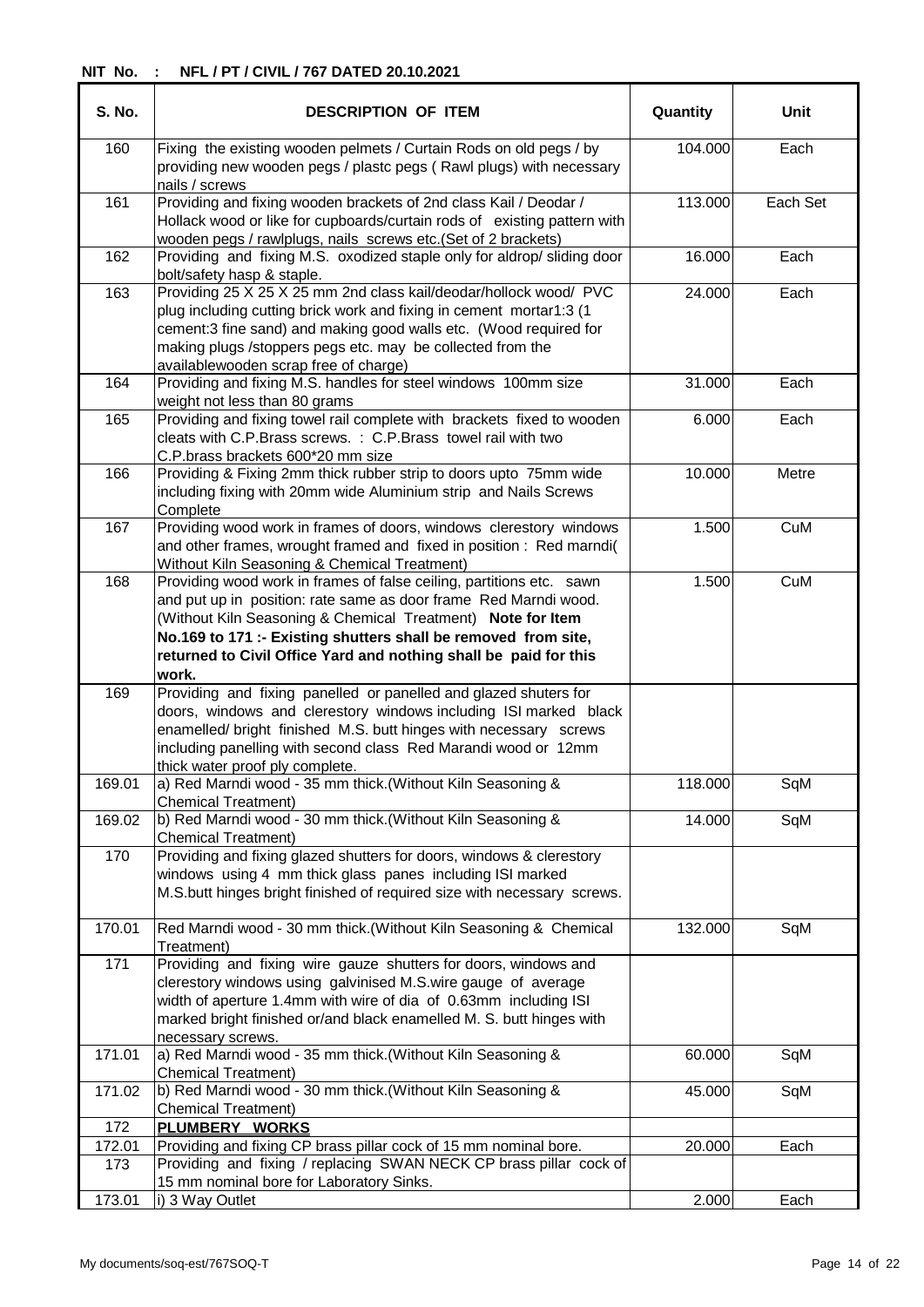**NIT No. : NFL / PT / CIVIL / 767 DATED 20.10.2021**

| S. No. | DESCRIPTION OF ITEM | Quantity | Unit |
|---|---|---|---|
| 160 | Fixing the existing wooden pelmets / Curtain Rods on old pegs / by providing new wooden pegs / plastc pegs ( Rawl plugs) with necessary nails / screws | 104.000 | Each |
| 161 | Providing and fixing wooden brackets of 2nd class Kail / Deodar / Hollack wood or like for cupboards/curtain rods of existing pattern with wooden pegs / rawlplugs, nails screws etc.(Set of 2 brackets) | 113.000 | Each Set |
| 162 | Providing and fixing M.S. oxodized staple only for aldrop/ sliding door bolt/safety hasp & staple. | 16.000 | Each |
| 163 | Providing 25 X 25 X 25 mm 2nd class kail/deodar/hollock wood/ PVC plug including cutting brick work and fixing in cement mortar1:3 (1 cement:3 fine sand) and making good walls etc. (Wood required for making plugs /stoppers pegs etc. may be collected from the availablewooden scrap free of charge) | 24.000 | Each |
| 164 | Providing and fixing M.S. handles for steel windows 100mm size weight not less than 80 grams | 31.000 | Each |
| 165 | Providing and fixing towel rail complete with brackets fixed to wooden cleats with C.P.Brass screws. : C.P.Brass towel rail with two C.P.brass brackets 600*20 mm size | 6.000 | Each |
| 166 | Providing & Fixing 2mm thick rubber strip to doors upto 75mm wide including fixing with 20mm wide Aluminium strip and Nails Screws Complete | 10.000 | Metre |
| 167 | Providing wood work in frames of doors, windows clerestory windows and other frames, wrought framed and fixed in position : Red marndi( Without Kiln Seasoning & Chemical Treatment) | 1.500 | CuM |
| 168 | Providing wood work in frames of false ceiling, partitions etc. sawn and put up in position: rate same as door frame Red Marndi wood. (Without Kiln Seasoning & Chemical Treatment) **Note for Item No.169 to 171 :- Existing shutters shall be removed from site, returned to Civil Office Yard and nothing shall be paid for this work.** | 1.500 | CuM |
| 169 | Providing and fixing panelled or panelled and glazed shuters for doors, windows and clerestory windows including ISI marked black enamelled/ bright finished M.S. butt hinges with necessary screws including panelling with second class Red Marandi wood or 12mm thick water proof ply complete. | | |
| 169.01 | a) Red Marndi wood - 35 mm thick.(Without Kiln Seasoning & Chemical Treatment) | 118.000 | SqM |
| 169.02 | b) Red Marndi wood - 30 mm thick.(Without Kiln Seasoning & Chemical Treatment) | 14.000 | SqM |
| 170 | Providing and fixing glazed shutters for doors, windows & clerestory windows using 4 mm thick glass panes including ISI marked M.S.butt hinges bright finished of required size with necessary screws. | | |
| 170.01 | Red Marndi wood - 30 mm thick.(Without Kiln Seasoning & Chemical Treatment) | 132.000 | SqM |
| 171 | Providing and fixing wire gauze shutters for doors, windows and clerestory windows using galvinised M.S.wire gauge of average width of aperture 1.4mm with wire of dia of 0.63mm including ISI marked bright finished or/and black enamelled M. S. butt hinges with necessary screws. | | |
| 171.01 | a) Red Marndi wood - 35 mm thick.(Without Kiln Seasoning & Chemical Treatment) | 60.000 | SqM |
| 171.02 | b) Red Marndi wood - 30 mm thick.(Without Kiln Seasoning & Chemical Treatment) | 45.000 | SqM |
| 172 | **PLUMBERY WORKS** | | |
| 172.01 | Providing and fixing CP brass pillar cock of 15 mm nominal bore. | 20.000 | Each |
| 173 | Providing and fixing / replacing SWAN NECK CP brass pillar cock of 15 mm nominal bore for Laboratory Sinks. | | |
| 173.01 | i) 3 Way Outlet | 2.000 | Each |

My documents/soq-est/767SOQ-T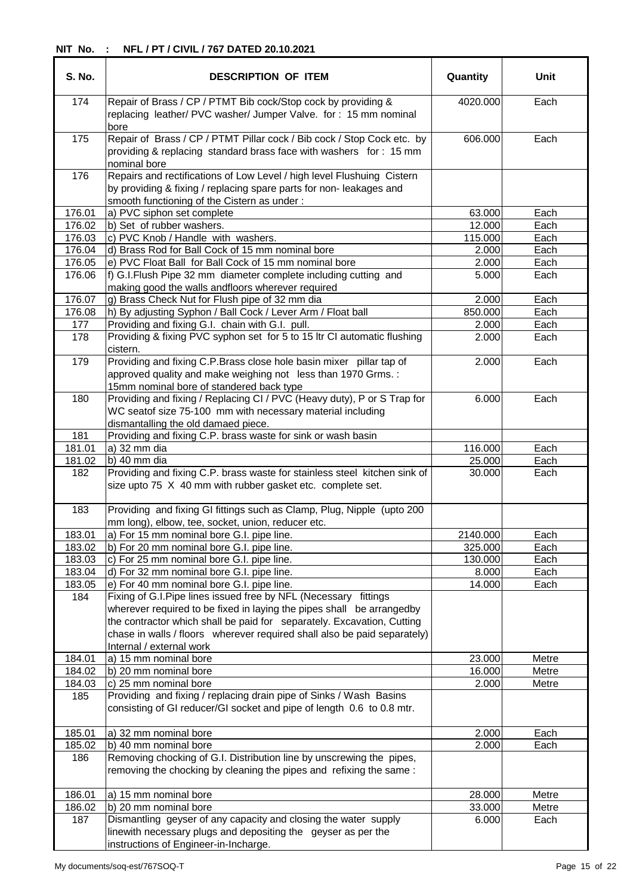**NIT No. : NFL / PT / CIVIL / 767 DATED 20.10.2021**

| S. No. | DESCRIPTION OF ITEM | Quantity | Unit |
|---|---|---|---|
| 174 | Repair of Brass / CP / PTMT Bib cock/Stop cock by providing & replacing leather/ PVC washer/ Jumper Valve. for : 15 mm nominal bore | 4020.000 | Each |
| 175 | Repair of Brass / CP / PTMT Pillar cock / Bib cock / Stop Cock etc. by providing & replacing standard brass face with washers for : 15 mm nominal bore | 606.000 | Each |
| 176 | Repairs and rectifications of Low Level / high level Flushuing Cistern by providing & fixing / replacing spare parts for non- leakages and smooth functioning of the Cistern as under : | | |
| 176.01 | a) PVC siphon set complete | 63.000 | Each |
| 176.02 | b) Set of rubber washers. | 12.000 | Each |
| 176.03 | c) PVC Knob / Handle with washers. | 115.000 | Each |
| 176.04 | d) Brass Rod for Ball Cock of 15 mm nominal bore | 2.000 | Each |
| 176.05 | e) PVC Float Ball for Ball Cock of 15 mm nominal bore | 2.000 | Each |
| 176.06 | f) G.I.Flush Pipe 32 mm diameter complete including cutting and making good the walls andfloors wherever required | 5.000 | Each |
| 176.07 | g) Brass Check Nut for Flush pipe of 32 mm dia | 2.000 | Each |
| 176.08 | h) By adjusting Syphon / Ball Cock / Lever Arm / Float ball | 850.000 | Each |
| 177 | Providing and fixing G.I. chain with G.I. pull. | 2.000 | Each |
| 178 | Providing & fixing PVC syphon set for 5 to 15 ltr CI automatic flushing cistern. | 2.000 | Each |
| 179 | Providing and fixing C.P.Brass close hole basin mixer pillar tap of approved quality and make weighing not less than 1970 Grms. : 15mm nominal bore of standered back type | 2.000 | Each |
| 180 | Providing and fixing / Replacing CI / PVC (Heavy duty), P or S Trap for WC seatof size 75-100 mm with necessary material including dismantalling the old damaed piece. | 6.000 | Each |
| 181 | Providing and fixing C.P. brass waste for sink or wash basin | | |
| 181.01 | a) 32 mm dia | 116.000 | Each |
| 181.02 | b) 40 mm dia | 25.000 | Each |
| 182 | Providing and fixing C.P. brass waste for stainless steel kitchen sink of size upto 75 X 40 mm with rubber gasket etc. complete set. | 30.000 | Each |
| 183 | Providing and fixing GI fittings such as Clamp, Plug, Nipple (upto 200 mm long), elbow, tee, socket, union, reducer etc. | | |
| 183.01 | a) For 15 mm nominal bore G.I. pipe line. | 2140.000 | Each |
| 183.02 | b) For 20 mm nominal bore G.I. pipe line. | 325.000 | Each |
| 183.03 | c) For 25 mm nominal bore G.I. pipe line. | 130.000 | Each |
| 183.04 | d) For 32 mm nominal bore G.I. pipe line. | 8.000 | Each |
| 183.05 | e) For 40 mm nominal bore G.I. pipe line. | 14.000 | Each |
| 184 | Fixing of G.I.Pipe lines issued free by NFL (Necessary fittings wherever required to be fixed in laying the pipes shall be arrangedby the contractor which shall be paid for separately. Excavation, Cutting chase in walls / floors wherever required shall also be paid separately) Internal / external work | | |
| 184.01 | a) 15 mm nominal bore | 23.000 | Metre |
| 184.02 | b) 20 mm nominal bore | 16.000 | Metre |
| 184.03 | c) 25 mm nominal bore | 2.000 | Metre |
| 185 | Providing and fixing / replacing drain pipe of Sinks / Wash Basins consisting of GI reducer/GI socket and pipe of length 0.6 to 0.8 mtr. | | |
| 185.01 | a) 32 mm nominal bore | 2.000 | Each |
| 185.02 | b) 40 mm nominal bore | 2.000 | Each |
| 186 | Removing chocking of G.I. Distribution line by unscrewing the pipes, removing the chocking by cleaning the pipes and refixing the same : | | |
| 186.01 | a) 15 mm nominal bore | 28.000 | Metre |
| 186.02 | b) 20 mm nominal bore | 33.000 | Metre |
| 187 | Dismantling geyser of any capacity and closing the water supply linewith necessary plugs and depositing the geyser as per the instructions of Engineer-in-Incharge. | 6.000 | Each |

My documents/soq-est/767SOQ-T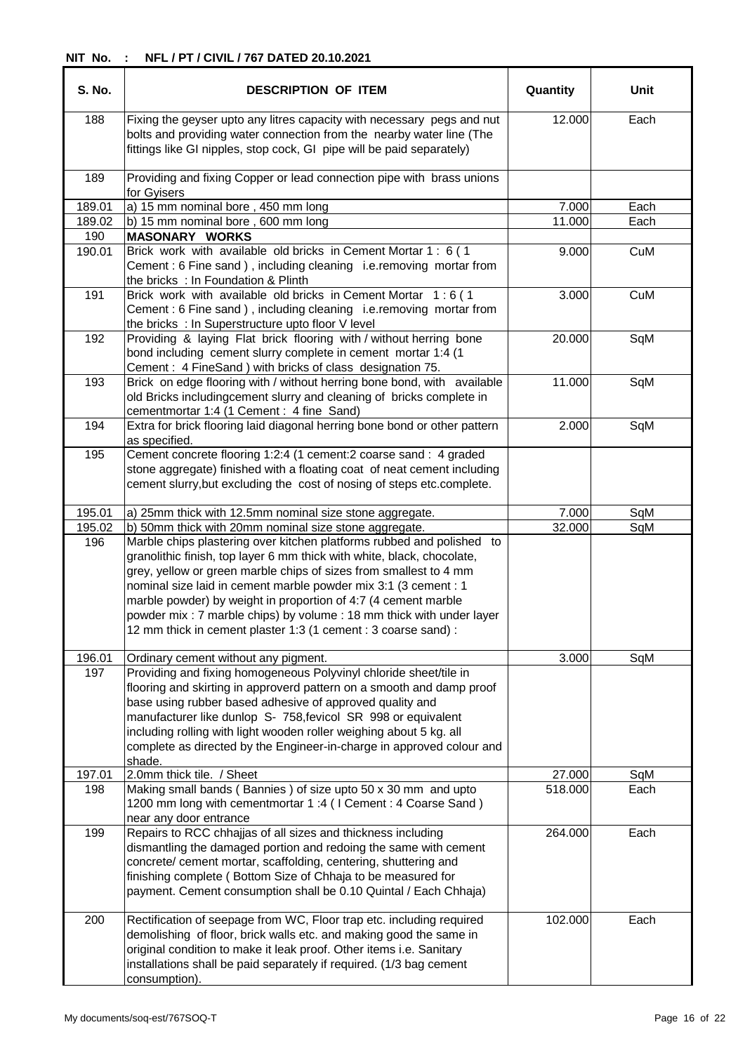**NIT No. : NFL / PT / CIVIL / 767 DATED 20.10.2021**

| S. No. | DESCRIPTION OF ITEM | Quantity | Unit |
|---|---|---|---|
| 188 | Fixing the geyser upto any litres capacity with necessary pegs and nut bolts and providing water connection from the nearby water line (The fittings like GI nipples, stop cock, GI pipe will be paid separately) | 12.000 | Each |
| 189 | Providing and fixing Copper or lead connection pipe with brass unions for Gyisers | | |
| 189.01 | a) 15 mm nominal bore , 450 mm long | 7.000 | Each |
| 189.02 | b) 15 mm nominal bore , 600 mm long | 11.000 | Each |
| 190 | **MASONARY WORKS** | | |
| 190.01 | Brick work with available old bricks in Cement Mortar 1 : 6 ( 1 Cement : 6 Fine sand ) , including cleaning i.e.removing mortar from the bricks : In Foundation & Plinth | 9.000 | CuM |
| 191 | Brick work with available old bricks in Cement Mortar 1 : 6 ( 1 Cement : 6 Fine sand ) , including cleaning i.e.removing mortar from the bricks : In Superstructure upto floor V level | 3.000 | CuM |
| 192 | Providing & laying Flat brick flooring with / without herring bone bond including cement slurry complete in cement mortar 1:4 (1 Cement : 4 FineSand ) with bricks of class designation 75. | 20.000 | SqM |
| 193 | Brick on edge flooring with / without herring bone bond, with available old Bricks includingcement slurry and cleaning of bricks complete in cementmortar 1:4 (1 Cement : 4 fine Sand) | 11.000 | SqM |
| 194 | Extra for brick flooring laid diagonal herring bone bond or other pattern as specified. | 2.000 | SqM |
| 195 | Cement concrete flooring 1:2:4 (1 cement:2 coarse sand : 4 graded stone aggregate) finished with a floating coat of neat cement including cement slurry,but excluding the cost of nosing of steps etc.complete. | | |
| 195.01 | a) 25mm thick with 12.5mm nominal size stone aggregate. | 7.000 | SqM |
| 195.02 | b) 50mm thick with 20mm nominal size stone aggregate. | 32.000 | SqM |
| 196 | Marble chips plastering over kitchen platforms rubbed and polished to granolithic finish, top layer 6 mm thick with white, black, chocolate, grey, yellow or green marble chips of sizes from smallest to 4 mm nominal size laid in cement marble powder mix 3:1 (3 cement : 1 marble powder) by weight in proportion of 4:7 (4 cement marble powder mix : 7 marble chips) by volume : 18 mm thick with under layer 12 mm thick in cement plaster 1:3 (1 cement : 3 coarse sand) : | | |
| 196.01 | Ordinary cement without any pigment. | 3.000 | SqM |
| 197 | Providing and fixing homogeneous Polyvinyl chloride sheet/tile in flooring and skirting in approverd pattern on a smooth and damp proof base using rubber based adhesive of approved quality and manufacturer like dunlop S- 758,fevicol SR 998 or equivalent including rolling with light wooden roller weighing about 5 kg. all complete as directed by the Engineer-in-charge in approved colour and shade. | | |
| 197.01 | 2.0mm thick tile. / Sheet | 27.000 | SqM |
| 198 | Making small bands ( Bannies ) of size upto 50 x 30 mm and upto 1200 mm long with cementmortar 1 :4 ( I Cement : 4 Coarse Sand ) near any door entrance | 518.000 | Each |
| 199 | Repairs to RCC chhajjas of all sizes and thickness including dismantling the damaged portion and redoing the same with cement concrete/ cement mortar, scaffolding, centering, shuttering and finishing complete ( Bottom Size of Chhaja to be measured for payment. Cement consumption shall be 0.10 Quintal / Each Chhaja) | 264.000 | Each |
| 200 | Rectification of seepage from WC, Floor trap etc. including required demolishing of floor, brick walls etc. and making good the same in original condition to make it leak proof. Other items i.e. Sanitary installations shall be paid separately if required. (1/3 bag cement consumption). | 102.000 | Each |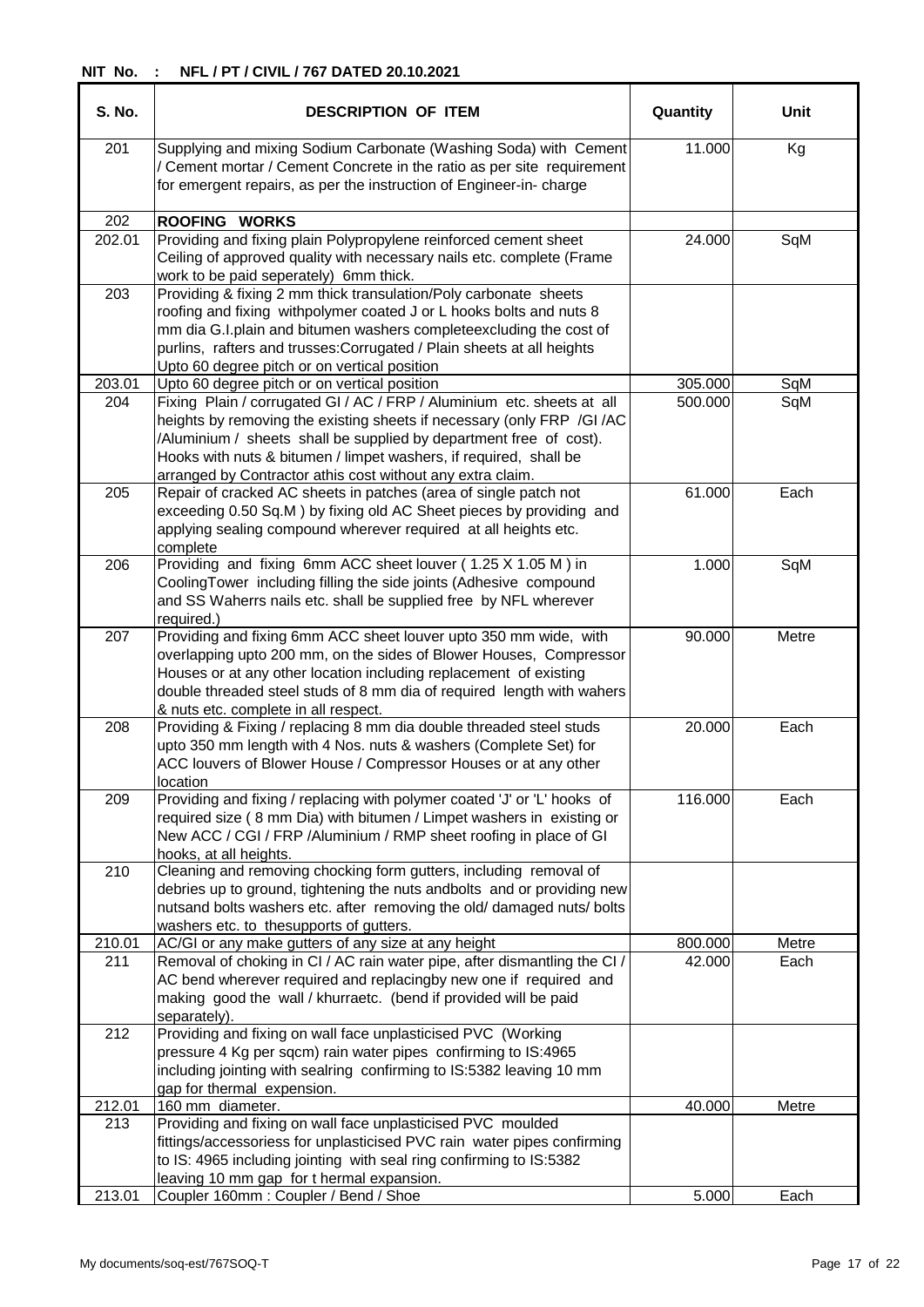NIT No. : NFL / PT / CIVIL / 767 DATED 20.10.2021

| S. No. | DESCRIPTION OF ITEM | Quantity | Unit |
|---|---|---|---|
| 201 | Supplying and mixing Sodium Carbonate (Washing Soda) with Cement / Cement mortar / Cement Concrete in the ratio as per site requirement for emergent repairs, as per the instruction of Engineer-in- charge | 11.000 | Kg |
| 202 | **ROOFING WORKS** | | |
| 202.01 | Providing and fixing plain Polypropylene reinforced cement sheet Ceiling of approved quality with necessary nails etc. complete (Frame work to be paid seperately) 6mm thick. | 24.000 | SqM |
| 203 | Providing & fixing 2 mm thick transulation/Poly carbonate sheets roofing and fixing withpolymer coated J or L hooks bolts and nuts 8 mm dia G.I.plain and bitumen washers completeexcluding the cost of purlins, rafters and trusses:Corrugated / Plain sheets at all heights Upto 60 degree pitch or on vertical position | | |
| 203.01 | Upto 60 degree pitch or on vertical position | 305.000 | SqM |
| 204 | Fixing Plain / corrugated GI / AC / FRP / Aluminium etc. sheets at all heights by removing the existing sheets if necessary (only FRP /GI /AC /Aluminium / sheets shall be supplied by department free of cost). Hooks with nuts & bitumen / limpet washers, if required, shall be arranged by Contractor athis cost without any extra claim. | 500.000 | SqM |
| 205 | Repair of cracked AC sheets in patches (area of single patch not exceeding 0.50 Sq.M ) by fixing old AC Sheet pieces by providing and applying sealing compound wherever required at all heights etc. complete | 61.000 | Each |
| 206 | Providing and fixing 6mm ACC sheet louver ( 1.25 X 1.05 M ) in CoolingTower including filling the side joints (Adhesive compound and SS Waherrs nails etc. shall be supplied free by NFL wherever required.) | 1.000 | SqM |
| 207 | Providing and fixing 6mm ACC sheet louver upto 350 mm wide, with overlapping upto 200 mm, on the sides of Blower Houses, Compressor Houses or at any other location including replacement of existing double threaded steel studs of 8 mm dia of required length with wahers & nuts etc. complete in all respect. | 90.000 | Metre |
| 208 | Providing & Fixing / replacing 8 mm dia double threaded steel studs upto 350 mm length with 4 Nos. nuts & washers (Complete Set) for ACC louvers of Blower House / Compressor Houses or at any other location | 20.000 | Each |
| 209 | Providing and fixing / replacing with polymer coated 'J' or 'L' hooks of required size ( 8 mm Dia) with bitumen / Limpet washers in existing or New ACC / CGI / FRP /Aluminium / RMP sheet roofing in place of GI hooks, at all heights. | 116.000 | Each |
| 210 | Cleaning and removing chocking form gutters, including removal of debries up to ground, tightening the nuts andbolts and or providing new nutsand bolts washers etc. after removing the old/ damaged nuts/ bolts washers etc. to thesupports of gutters. | | |
| 210.01 | AC/GI or any make gutters of any size at any height | 800.000 | Metre |
| 211 | Removal of choking in CI / AC rain water pipe, after dismantling the CI / AC bend wherever required and replacingby new one if required and making good the wall / khurraetc. (bend if provided will be paid separately). | 42.000 | Each |
| 212 | Providing and fixing on wall face unplasticised PVC (Working pressure 4 Kg per sqcm) rain water pipes confirming to IS:4965 including jointing with sealring confirming to IS:5382 leaving 10 mm gap for thermal expension. | | |
| 212.01 | 160 mm diameter. | 40.000 | Metre |
| 213 | Providing and fixing on wall face unplasticised PVC moulded fittings/accessoriess for unplasticised PVC rain water pipes confirming to IS: 4965 including jointing with seal ring confirming to IS:5382 leaving 10 mm gap for t hermal expansion. | | |
| 213.01 | Coupler 160mm : Coupler / Bend / Shoe | 5.000 | Each |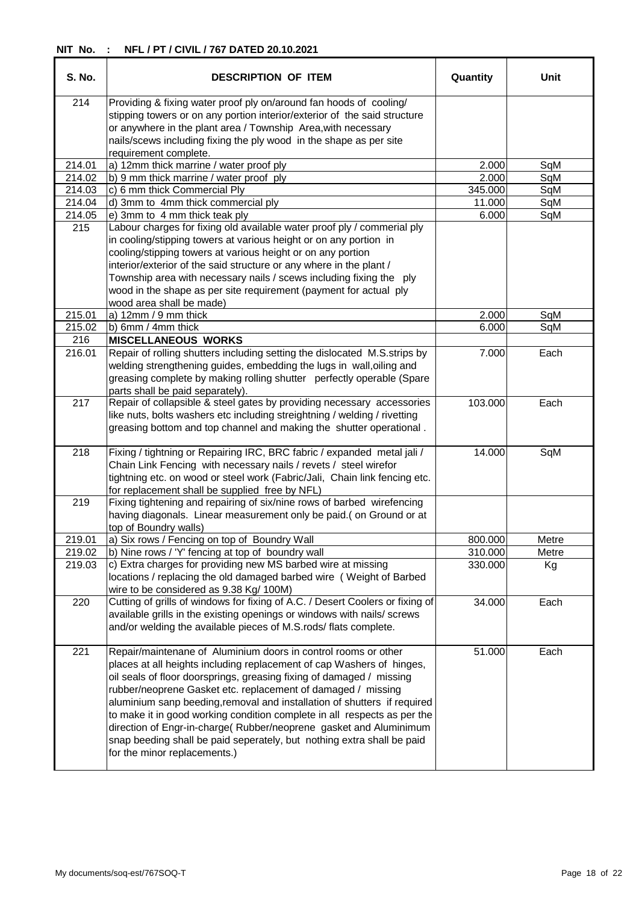**NIT No. : NFL / PT / CIVIL / 767 DATED 20.10.2021**

| S. No. | DESCRIPTION OF ITEM | Quantity | Unit |
|---|---|---|---|
| 214 | Providing & fixing water proof ply on/around fan hoods of cooling/ stipping towers or on any portion interior/exterior of the said structure or anywhere in the plant area / Township Area,with necessary nails/scews including fixing the ply wood in the shape as per site requirement complete. | | |
| 214.01 | a) 12mm thick marrine / water proof ply | 2.000 | SqM |
| 214.02 | b) 9 mm thick marrine / water proof ply | 2.000 | SqM |
| 214.03 | c) 6 mm thick Commercial Ply | 345.000 | SqM |
| 214.04 | d) 3mm to 4mm thick commercial ply | 11.000 | SqM |
| 214.05 | e) 3mm to 4 mm thick teak ply | 6.000 | SqM |
| 215 | Labour charges for fixing old available water proof ply / commerial ply in cooling/stipping towers at various height or on any portion in cooling/stipping towers at various height or on any portion interior/exterior of the said structure or any where in the plant / Township area with necessary nails / scews including fixing the ply wood in the shape as per site requirement (payment for actual ply wood area shall be made) | | |
| 215.01 | a) 12mm / 9 mm thick | 2.000 | SqM |
| 215.02 | b) 6mm / 4mm thick | 6.000 | SqM |
| 216 | **MISCELLANEOUS WORKS** | | |
| 216.01 | Repair of rolling shutters including setting the dislocated M.S.strips by welding strengthening guides, embedding the lugs in wall,oiling and greasing complete by making rolling shutter perfectly operable (Spare parts shall be paid separately). | 7.000 | Each |
| 217 | Repair of collapsible & steel gates by providing necessary accessories like nuts, bolts washers etc including streightning / welding / rivetting greasing bottom and top channel and making the shutter operational . | 103.000 | Each |
| 218 | Fixing / tightning or Repairing IRC, BRC fabric / expanded metal jali / Chain Link Fencing with necessary nails / revets / steel wirefor tightning etc. on wood or steel work (Fabric/Jali, Chain link fencing etc. for replacement shall be supplied free by NFL) | 14.000 | SqM |
| 219 | Fixing tightening and repairing of six/nine rows of barbed wirefencing having diagonals. Linear measurement only be paid.( on Ground or at top of Boundry walls) | | |
| 219.01 | a) Six rows / Fencing on top of Boundry Wall | 800.000 | Metre |
| 219.02 | b) Nine rows / 'Y' fencing at top of boundry wall | 310.000 | Metre |
| 219.03 | c) Extra charges for providing new MS barbed wire at missing locations / replacing the old damaged barbed wire ( Weight of Barbed wire to be considered as 9.38 Kg/ 100M) | 330.000 | Kg |
| 220 | Cutting of grills of windows for fixing of A.C. / Desert Coolers or fixing of available grills in the existing openings or windows with nails/ screws and/or welding the available pieces of M.S.rods/ flats complete. | 34.000 | Each |
| 221 | Repair/maintenane of Aluminium doors in control rooms or other places at all heights including replacement of cap Washers of hinges, oil seals of floor doorsprings, greasing fixing of damaged / missing rubber/neoprene Gasket etc. replacement of damaged / missing aluminium sanp beeding,removal and installation of shutters if required to make it in good working condition complete in all respects as per the direction of Engr-in-charge( Rubber/neoprene gasket and Aluminimum snap beeding shall be paid seperately, but nothing extra shall be paid for the minor replacements.) | 51.000 | Each |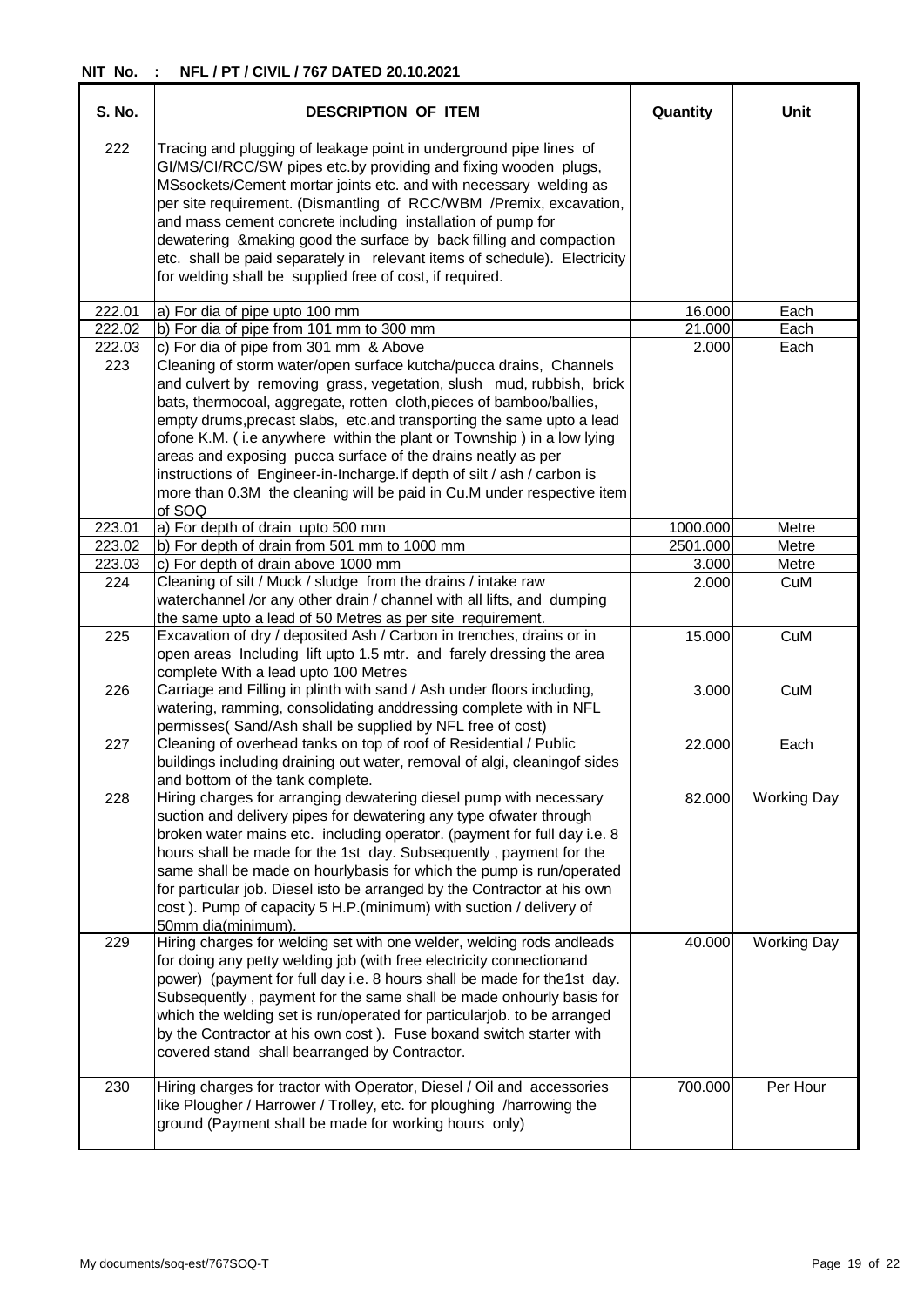**NIT No. : NFL / PT / CIVIL / 767 DATED 20.10.2021**

| S. No. | DESCRIPTION OF ITEM | Quantity | Unit |
|---|---|---|---|
| 222 | Tracing and plugging of leakage point in underground pipe lines of GI/MS/CI/RCC/SW pipes etc.by providing and fixing wooden plugs, MSsockets/Cement mortar joints etc. and with necessary welding as per site requirement. (Dismantling of RCC/WBM /Premix, excavation, and mass cement concrete including installation of pump for dewatering &making good the surface by back filling and compaction etc. shall be paid separately in relevant items of schedule). Electricity for welding shall be supplied free of cost, if required. | | |
| 222.01 | a) For dia of pipe upto 100 mm | 16.000 | Each |
| 222.02 | b) For dia of pipe from 101 mm to 300 mm | 21.000 | Each |
| 222.03 | c) For dia of pipe from 301 mm & Above | 2.000 | Each |
| 223 | Cleaning of storm water/open surface kutcha/pucca drains, Channels and culvert by removing grass, vegetation, slush mud, rubbish, brick bats, thermocoal, aggregate, rotten cloth,pieces of bamboo/ballies, empty drums,precast slabs, etc.and transporting the same upto a lead ofone K.M. ( i.e anywhere within the plant or Township ) in a low lying areas and exposing pucca surface of the drains neatly as per instructions of Engineer-in-Incharge.If depth of silt / ash / carbon is more than 0.3M the cleaning will be paid in Cu.M under respective item of SOQ | | |
| 223.01 | a) For depth of drain upto 500 mm | 1000.000 | Metre |
| 223.02 | b) For depth of drain from 501 mm to 1000 mm | 2501.000 | Metre |
| 223.03 | c) For depth of drain above 1000 mm | 3.000 | Metre |
| 224 | Cleaning of silt / Muck / sludge from the drains / intake raw waterchannel /or any other drain / channel with all lifts, and dumping the same upto a lead of 50 Metres as per site requirement. | 2.000 | CuM |
| 225 | Excavation of dry / deposited Ash / Carbon in trenches, drains or in open areas Including lift upto 1.5 mtr. and farely dressing the area complete With a lead upto 100 Metres | 15.000 | CuM |
| 226 | Carriage and Filling in plinth with sand / Ash under floors including, watering, ramming, consolidating anddressing complete with in NFL permisses( Sand/Ash shall be supplied by NFL free of cost) | 3.000 | CuM |
| 227 | Cleaning of overhead tanks on top of roof of Residential / Public buildings including draining out water, removal of algi, cleaningof sides and bottom of the tank complete. | 22.000 | Each |
| 228 | Hiring charges for arranging dewatering diesel pump with necessary suction and delivery pipes for dewatering any type ofwater through broken water mains etc. including operator. (payment for full day i.e. 8 hours shall be made for the 1st day. Subsequently , payment for the same shall be made on hourlybasis for which the pump is run/operated for particular job. Diesel isto be arranged by the Contractor at his own cost ). Pump of capacity 5 H.P.(minimum) with suction / delivery of 50mm dia(minimum). | 82.000 | Working Day |
| 229 | Hiring charges for welding set with one welder, welding rods andleads for doing any petty welding job (with free electricity connectionand power) (payment for full day i.e. 8 hours shall be made for the1st day. Subsequently , payment for the same shall be made onhourly basis for which the welding set is run/operated for particularjob. to be arranged by the Contractor at his own cost ). Fuse boxand switch starter with covered stand shall bearranged by Contractor. | 40.000 | Working Day |
| 230 | Hiring charges for tractor with Operator, Diesel / Oil and accessories like Plougher / Harrower / Trolley, etc. for ploughing /harrowing the ground (Payment shall be made for working hours only) | 700.000 | Per Hour |

My documents/soq-est/767SOQ-T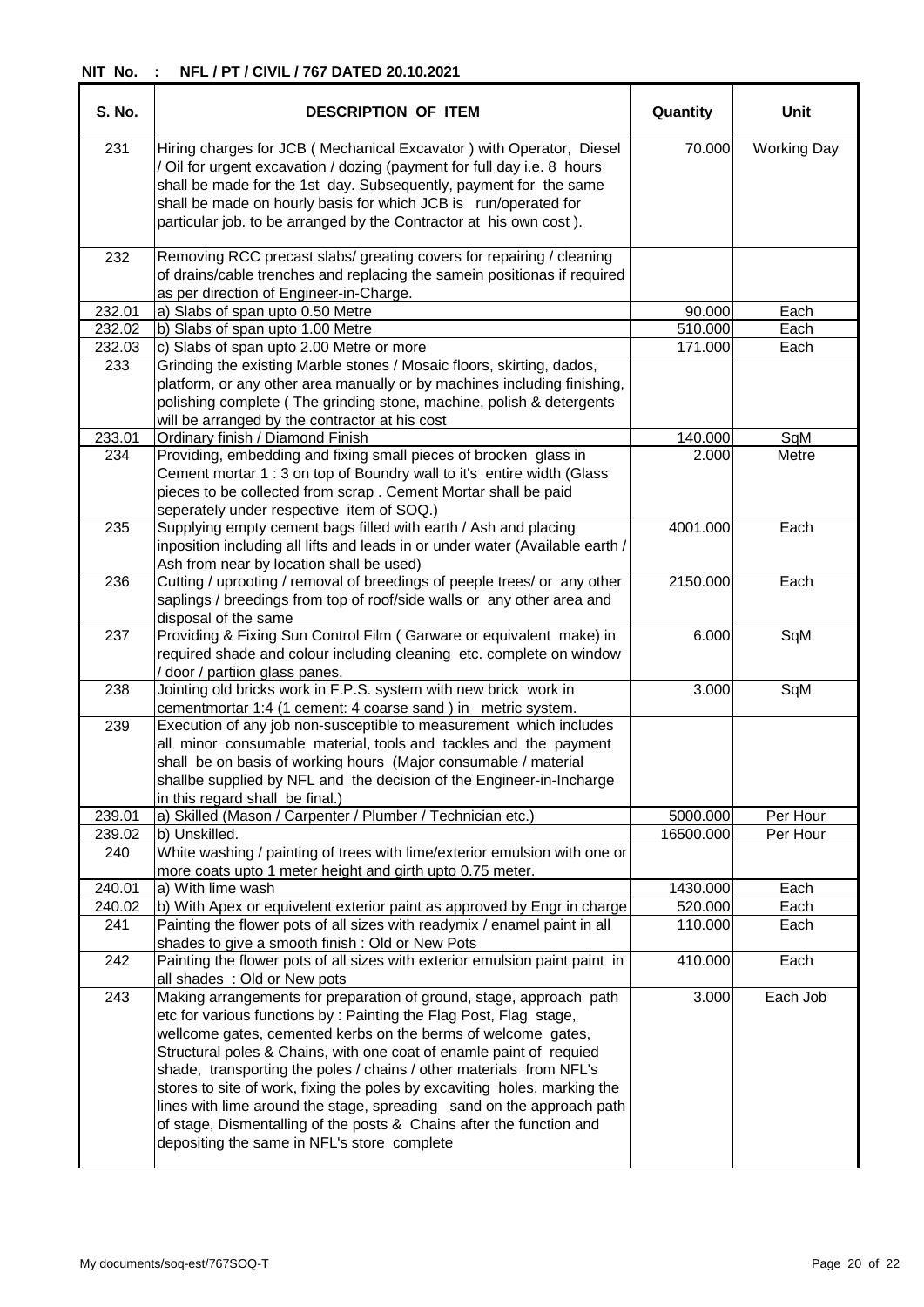**NIT No. : NFL / PT / CIVIL / 767 DATED 20.10.2021**

| S. No. | DESCRIPTION OF ITEM | Quantity | Unit |
|---|---|---|---|
| 231 | Hiring charges for JCB ( Mechanical Excavator ) with Operator, Diesel / Oil for urgent excavation / dozing (payment for full day i.e. 8 hours shall be made for the 1st day. Subsequently, payment for the same shall be made on hourly basis for which JCB is run/operated for particular job. to be arranged by the Contractor at his own cost ). | 70.000 | Working Day |
| 232 | Removing RCC precast slabs/ greating covers for repairing / cleaning of drains/cable trenches and replacing the samein positionas if required as per direction of Engineer-in-Charge. | | |
| 232.01 | a) Slabs of span upto 0.50 Metre | 90.000 | Each |
| 232.02 | b) Slabs of span upto 1.00 Metre | 510.000 | Each |
| 232.03 | c) Slabs of span upto 2.00 Metre or more | 171.000 | Each |
| 233 | Grinding the existing Marble stones / Mosaic floors, skirting, dados, platform, or any other area manually or by machines including finishing, polishing complete ( The grinding stone, machine, polish & detergents will be arranged by the contractor at his cost | | |
| 233.01 | Ordinary finish / Diamond Finish | 140.000 | SqM |
| 234 | Providing, embedding and fixing small pieces of brocken glass in Cement mortar 1 : 3 on top of Boundry wall to it's entire width (Glass pieces to be collected from scrap . Cement Mortar shall be paid seperately under respective item of SOQ.) | 2.000 | Metre |
| 235 | Supplying empty cement bags filled with earth / Ash and placing inposition including all lifts and leads in or under water (Available earth / Ash from near by location shall be used) | 4001.000 | Each |
| 236 | Cutting / uprooting / removal of breedings of peeple trees/ or any other saplings / breedings from top of roof/side walls or any other area and disposal of the same | 2150.000 | Each |
| 237 | Providing & Fixing Sun Control Film ( Garware or equivalent make) in required shade and colour including cleaning etc. complete on window / door / partiion glass panes. | 6.000 | SqM |
| 238 | Jointing old bricks work in F.P.S. system with new brick work in cementmortar 1:4 (1 cement: 4 coarse sand ) in metric system. | 3.000 | SqM |
| 239 | Execution of any job non-susceptible to measurement which includes all minor consumable material, tools and tackles and the payment shall be on basis of working hours (Major consumable / material shallbe supplied by NFL and the decision of the Engineer-in-Incharge in this regard shall be final.) | | |
| 239.01 | a) Skilled (Mason / Carpenter / Plumber / Technician etc.) | 5000.000 | Per Hour |
| 239.02 | b) Unskilled. | 16500.000 | Per Hour |
| 240 | White washing / painting of trees with lime/exterior emulsion with one or more coats upto 1 meter height and girth upto 0.75 meter. | | |
| 240.01 | a) With lime wash | 1430.000 | Each |
| 240.02 | b) With Apex or equivelent exterior paint as approved by Engr in charge | 520.000 | Each |
| 241 | Painting the flower pots of all sizes with readymix / enamel paint in all shades to give a smooth finish : Old or New Pots | 110.000 | Each |
| 242 | Painting the flower pots of all sizes with exterior emulsion paint paint in all shades : Old or New pots | 410.000 | Each |
| 243 | Making arrangements for preparation of ground, stage, approach path etc for various functions by : Painting the Flag Post, Flag stage, wellcome gates, cemented kerbs on the berms of welcome gates, Structural poles & Chains, with one coat of enamle paint of requied shade, transporting the poles / chains / other materials from NFL's stores to site of work, fixing the poles by excaviting holes, marking the lines with lime around the stage, spreading sand on the approach path of stage, Dismentalling of the posts & Chains after the function and depositing the same in NFL's store complete | 3.000 | Each Job |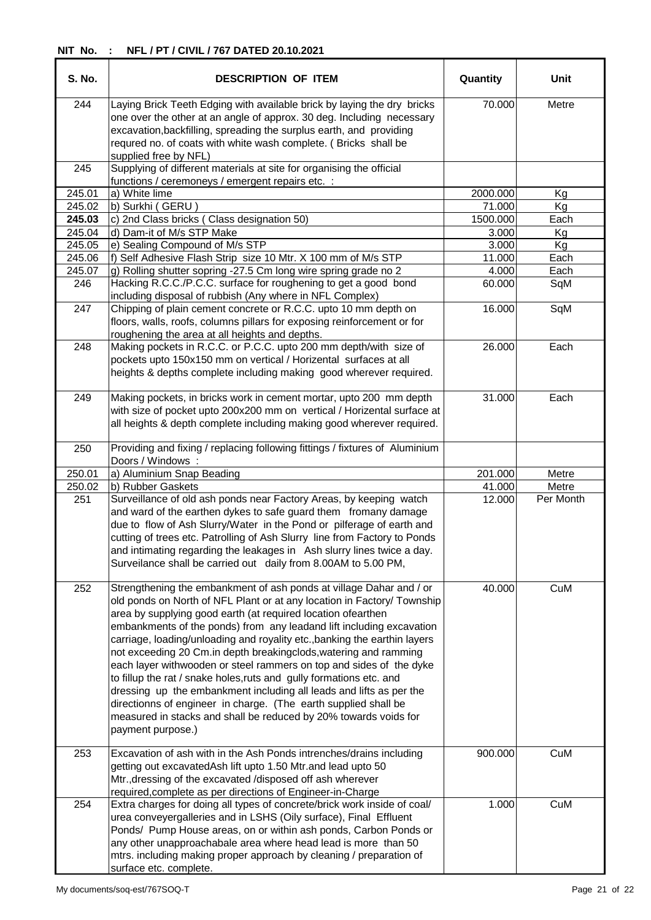**NIT No. : NFL / PT / CIVIL / 767 DATED 20.10.2021**

| S. No. | DESCRIPTION OF ITEM | Quantity | Unit |
|---|---|---|---|
| 244 | Laying Brick Teeth Edging with available brick by laying the dry bricks one over the other at an angle of approx. 30 deg. Including necessary excavation,backfilling, spreading the surplus earth, and providing requred no. of coats with white wash complete. ( Bricks shall be supplied free by NFL) | 70.000 | Metre |
| 245 | Supplying of different materials at site for organising the official functions / ceremoneys / emergent repairs etc. : | | |
| 245.01 | a) White lime | 2000.000 | Kg |
| 245.02 | b) Surkhi ( GERU ) | 71.000 | Kg |
| **245.03** | c) 2nd Class bricks ( Class designation 50) | 1500.000 | Each |
| 245.04 | d) Dam-it of M/s STP Make | 3.000 | Kg |
| 245.05 | e) Sealing Compound of M/s STP | 3.000 | Kg |
| 245.06 | f) Self Adhesive Flash Strip size 10 Mtr. X 100 mm of M/s STP | 11.000 | Each |
| 245.07 | g) Rolling shutter sopring -27.5 Cm long wire spring grade no 2 | 4.000 | Each |
| 246 | Hacking R.C.C./P.C.C. surface for roughening to get a good bond including disposal of rubbish (Any where in NFL Complex) | 60.000 | SqM |
| 247 | Chipping of plain cement concrete or R.C.C. upto 10 mm depth on floors, walls, roofs, columns pillars for exposing reinforcement or for roughening the area at all heights and depths. | 16.000 | SqM |
| 248 | Making pockets in R.C.C. or P.C.C. upto 200 mm depth/with size of pockets upto 150x150 mm on vertical / Horizental surfaces at all heights & depths complete including making good wherever required. | 26.000 | Each |
| 249 | Making pockets, in bricks work in cement mortar, upto 200 mm depth with size of pocket upto 200x200 mm on vertical / Horizental surface at all heights & depth complete including making good wherever required. | 31.000 | Each |
| 250 | Providing and fixing / replacing following fittings / fixtures of Aluminium Doors / Windows : | | |
| 250.01 | a) Aluminium Snap Beading | 201.000 | Metre |
| 250.02 | b) Rubber Gaskets | 41.000 | Metre |
| 251 | Surveillance of old ash ponds near Factory Areas, by keeping watch and ward of the earthen dykes to safe guard them fromany damage due to flow of Ash Slurry/Water in the Pond or pilferage of earth and cutting of trees etc. Patrolling of Ash Slurry line from Factory to Ponds and intimating regarding the leakages in Ash slurry lines twice a day. Surveilance shall be carried out daily from 8.00AM to 5.00 PM, | 12.000 | Per Month |
| 252 | Strengthening the embankment of ash ponds at village Dahar and / or old ponds on North of NFL Plant or at any location in Factory/ Township area by supplying good earth (at required location ofearthen embankments of the ponds) from any leadand lift including excavation carriage, loading/unloading and royality etc.,banking the earthin layers not exceeding 20 Cm.in depth breakingclods,watering and ramming each layer withwooden or steel rammers on top and sides of the dyke to fillup the rat / snake holes,ruts and gully formations etc. and dressing up the embankment including all leads and lifts as per the directionns of engineer in charge. (The earth supplied shall be measured in stacks and shall be reduced by 20% towards voids for payment purpose.) | 40.000 | CuM |
| 253 | Excavation of ash with in the Ash Ponds intrenches/drains including getting out excavatedAsh lift upto 1.50 Mtr.and lead upto 50 Mtr.,dressing of the excavated /disposed off ash wherever required,complete as per directions of Engineer-in-Charge | 900.000 | CuM |
| 254 | Extra charges for doing all types of concrete/brick work inside of coal/ urea conveyergalleries and in LSHS (Oily surface), Final Effluent Ponds/ Pump House areas, on or within ash ponds, Carbon Ponds or any other unapproachabale area where head lead is more than 50 mtrs. including making proper approach by cleaning / preparation of surface etc. complete. | 1.000 | CuM |

My documents/soq-est/767SOQ-T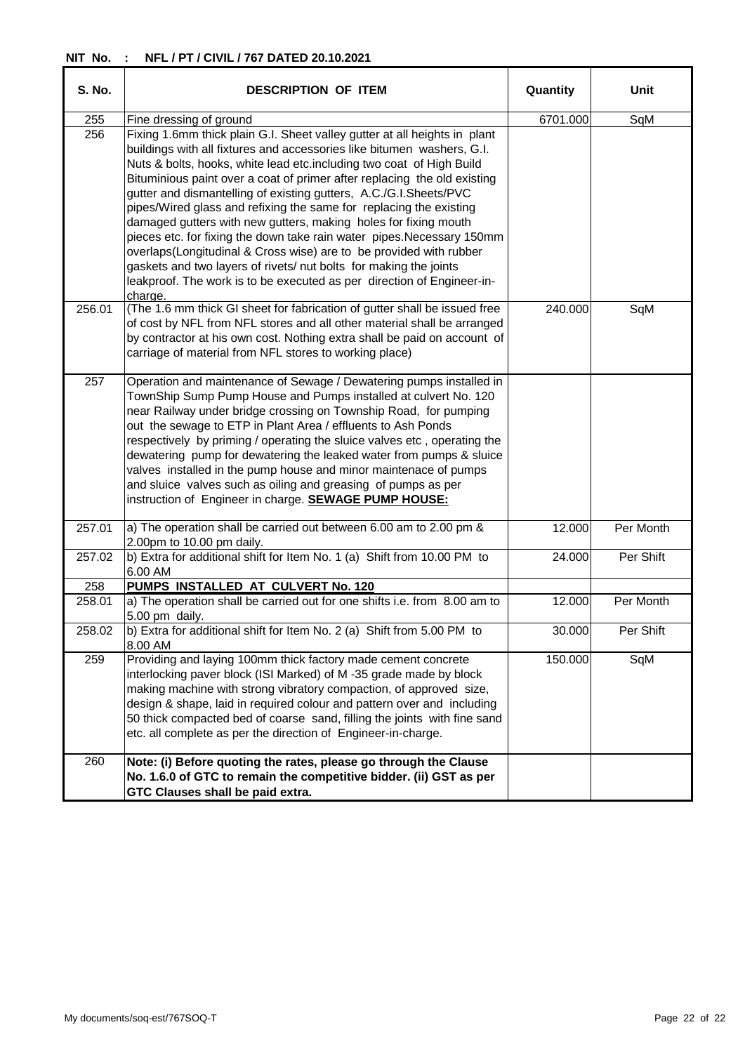NIT No. : NFL / PT / CIVIL / 767 DATED 20.10.2021

| S. No. | DESCRIPTION OF ITEM | Quantity | Unit |
|---|---|---|---|
| 255 | Fine dressing of ground | 6701.000 | SqM |
| 256 | Fixing 1.6mm thick plain G.I. Sheet valley gutter at all heights in plant buildings with all fixtures and accessories like bitumen washers, G.I. Nuts & bolts, hooks, white lead etc.including two coat of High Build Bituminious paint over a coat of primer after replacing the old existing gutter and dismantelling of existing gutters, A.C./G.I.Sheets/PVC pipes/Wired glass and refixing the same for replacing the existing damaged gutters with new gutters, making holes for fixing mouth pieces etc. for fixing the down take rain water pipes.Necessary 150mm overlaps(Longitudinal & Cross wise) are to be provided with rubber gaskets and two layers of rivets/ nut bolts for making the joints leakproof. The work is to be executed as per direction of Engineer-in-charge. | | |
| 256.01 | (The 1.6 mm thick GI sheet for fabrication of gutter shall be issued free of cost by NFL from NFL stores and all other material shall be arranged by contractor at his own cost. Nothing extra shall be paid on account of carriage of material from NFL stores to working place) | 240.000 | SqM |
| 257 | Operation and maintenance of Sewage / Dewatering pumps installed in TownShip Sump Pump House and Pumps installed at culvert No. 120 near Railway under bridge crossing on Township Road, for pumping out the sewage to ETP in Plant Area / effluents to Ash Ponds respectively by priming / operating the sluice valves etc , operating the dewatering pump for dewatering the leaked water from pumps & sluice valves installed in the pump house and minor maintenace of pumps and sluice valves such as oiling and greasing of pumps as per instruction of Engineer in charge. **<u>SEWAGE PUMP HOUSE:</u>** | | |
| 257.01 | a) The operation shall be carried out between 6.00 am to 2.00 pm & 2.00pm to 10.00 pm daily. | 12.000 | Per Month |
| 257.02 | b) Extra for additional shift for Item No. 1 (a) Shift from 10.00 PM to 6.00 AM | 24.000 | Per Shift |
| 258 | **<u>PUMPS INSTALLED AT CULVERT No. 120</u>** | | |
| 258.01 | a) The operation shall be carried out for one shifts i.e. from 8.00 am to 5.00 pm daily. | 12.000 | Per Month |
| 258.02 | b) Extra for additional shift for Item No. 2 (a) Shift from 5.00 PM to 8.00 AM | 30.000 | Per Shift |
| 259 | Providing and laying 100mm thick factory made cement concrete interlocking paver block (ISI Marked) of M -35 grade made by block making machine with strong vibratory compaction, of approved size, design & shape, laid in required colour and pattern over and including 50 thick compacted bed of coarse sand, filling the joints with fine sand etc. all complete as per the direction of Engineer-in-charge. | 150.000 | SqM |
| 260 | **Note: (i) Before quoting the rates, please go through the Clause No. 1.6.0 of GTC to remain the competitive bidder. (ii) GST as per GTC Clauses shall be paid extra.** | | |

My documents/soq-est/767SOQ-T